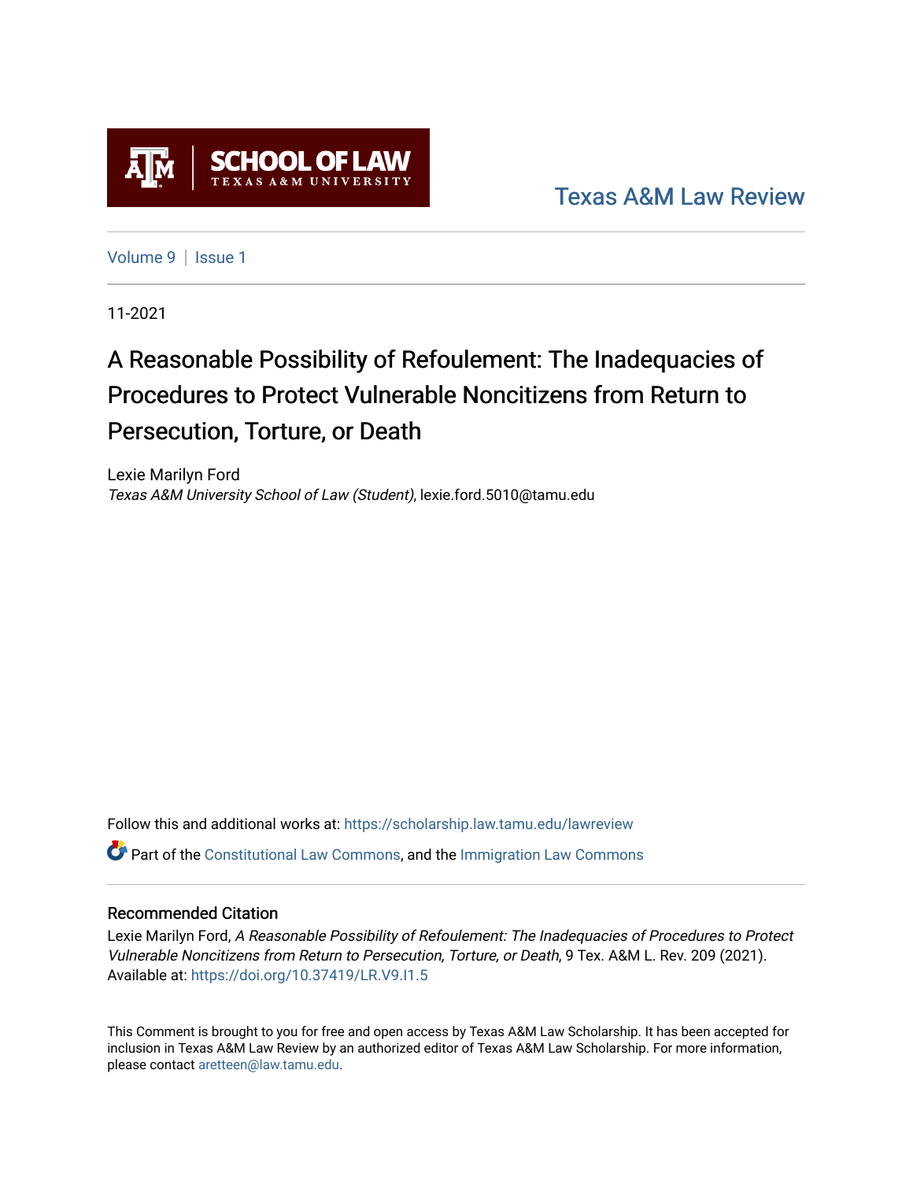Texas A&M Law Review

Volume 9 | Issue 1

11-2021

# A Reasonable Possibility of Refoulement: The Inadequacies of Procedures to Protect Vulnerable Noncitizens from Return to Persecution, Torture, or Death

Lexie Marilyn Ford
*Texas A&M University School of Law (Student)*, lexie.ford.5010@tamu.edu

Follow this and additional works at: https://scholarship.law.tamu.edu/lawreview

Part of the Constitutional Law Commons, and the Immigration Law Commons

## Recommended Citation

Lexie Marilyn Ford, *A Reasonable Possibility of Refoulement: The Inadequacies of Procedures to Protect Vulnerable Noncitizens from Return to Persecution, Torture, or Death*, 9 Tex. A&M L. Rev. 209 (2021).
Available at: https://doi.org/10.37419/LR.V9.I1.5

This Comment is brought to you for free and open access by Texas A&M Law Scholarship. It has been accepted for inclusion in Texas A&M Law Review by an authorized editor of Texas A&M Law Scholarship. For more information, please contact aretteen@law.tamu.edu.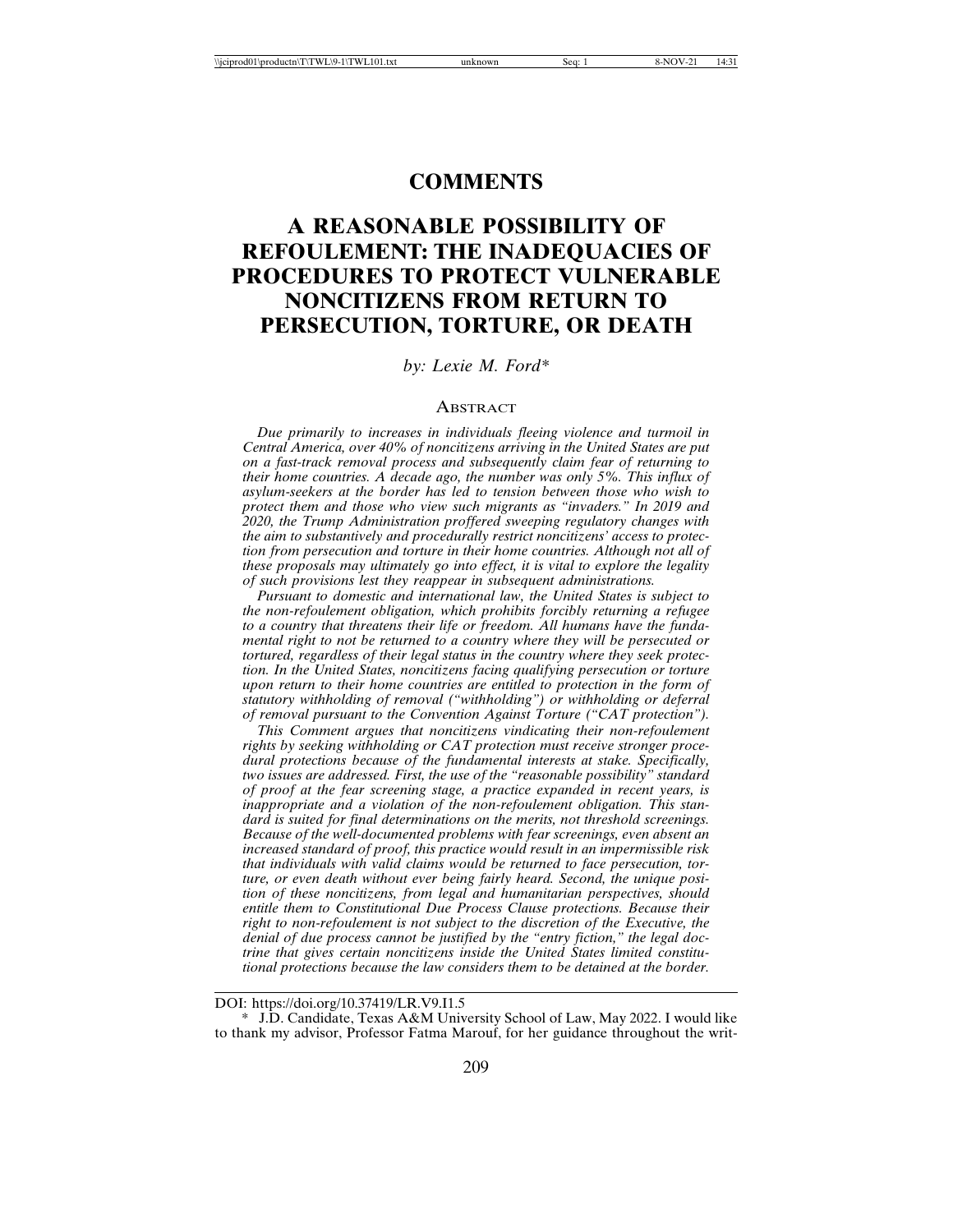# COMMENTS

# A REASONABLE POSSIBILITY OF REFOULEMENT: THE INADEQUACIES OF PROCEDURES TO PROTECT VULNERABLE NONCITIZENS FROM RETURN TO PERSECUTION, TORTURE, OR DEATH

*by: Lexie M. Ford**

## Abstract

*Due primarily to increases in individuals fleeing violence and turmoil in Central America, over 40% of noncitizens arriving in the United States are put on a fast-track removal process and subsequently claim fear of returning to their home countries. A decade ago, the number was only 5%. This influx of asylum-seekers at the border has led to tension between those who wish to protect them and those who view such migrants as "invaders." In 2019 and 2020, the Trump Administration proffered sweeping regulatory changes with the aim to substantively and procedurally restrict noncitizens' access to protection from persecution and torture in their home countries. Although not all of these proposals may ultimately go into effect, it is vital to explore the legality of such provisions lest they reappear in subsequent administrations.*

*Pursuant to domestic and international law, the United States is subject to the non-refoulement obligation, which prohibits forcibly returning a refugee to a country that threatens their life or freedom. All humans have the fundamental right to not be returned to a country where they will be persecuted or tortured, regardless of their legal status in the country where they seek protection. In the United States, noncitizens facing qualifying persecution or torture upon return to their home countries are entitled to protection in the form of statutory withholding of removal ("withholding") or withholding or deferral of removal pursuant to the Convention Against Torture ("CAT protection").*

*This Comment argues that noncitizens vindicating their non-refoulement rights by seeking withholding or CAT protection must receive stronger procedural protections because of the fundamental interests at stake. Specifically, two issues are addressed. First, the use of the "reasonable possibility" standard of proof at the fear screening stage, a practice expanded in recent years, is inappropriate and a violation of the non-refoulement obligation. This standard is suited for final determinations on the merits, not threshold screenings. Because of the well-documented problems with fear screenings, even absent an increased standard of proof, this practice would result in an impermissible risk that individuals with valid claims would be returned to face persecution, torture, or even death without ever being fairly heard. Second, the unique position of these noncitizens, from legal and humanitarian perspectives, should entitle them to Constitutional Due Process Clause protections. Because their right to non-refoulement is not subject to the discretion of the Executive, the denial of due process cannot be justified by the "entry fiction," the legal doctrine that gives certain noncitizens inside the United States limited constitutional protections because the law considers them to be detained at the border.*

---

DOI: https://doi.org/10.37419/LR.V9.I1.5

\* J.D. Candidate, Texas A&M University School of Law, May 2022. I would like to thank my advisor, Professor Fatma Marouf, for her guidance throughout the writ-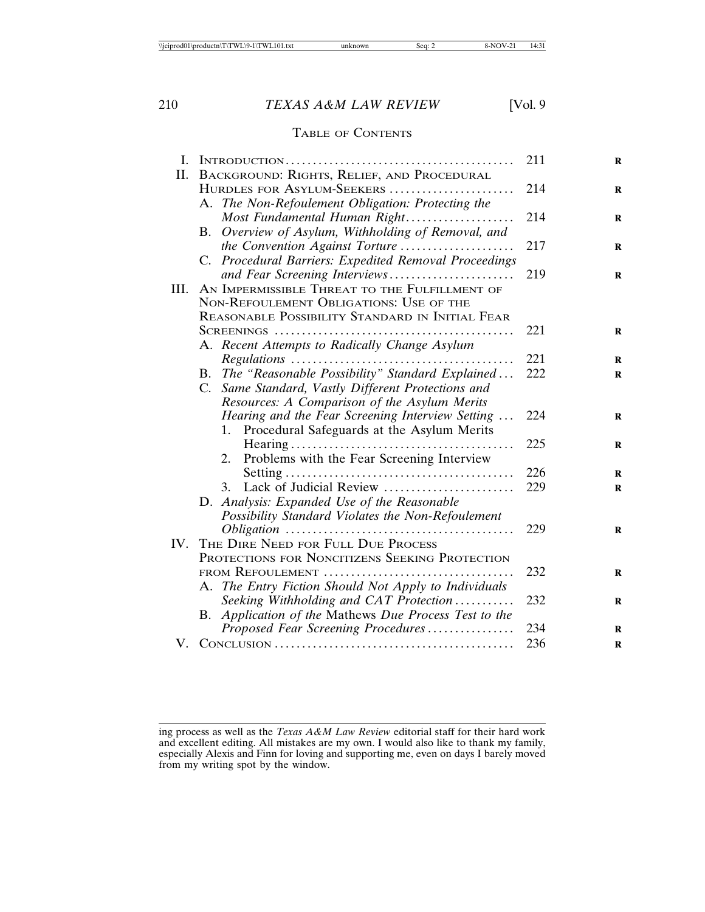## Table of Contents

I. Introduction ........................................ 211

II. Background: Rights, Relief, and Procedural Hurdles for Asylum-Seekers ........................................ 214

- A. *The Non-Refoulement Obligation: Protecting the Most Fundamental Human Right* ........................................ 214
- B. *Overview of Asylum, Withholding of Removal, and the Convention Against Torture* ........................................ 217
- C. *Procedural Barriers: Expedited Removal Proceedings and Fear Screening Interviews* ........................................ 219

III. An Impermissible Threat to the Fulfillment of Non-Refoulement Obligations: Use of the Reasonable Possibility Standard in Initial Fear Screenings ........................................ 221

- A. *Recent Attempts to Radically Change Asylum Regulations* ........................................ 221
- B. *The "Reasonable Possibility" Standard Explained* ........................................ 222
- C. *Same Standard, Vastly Different Protections and Resources: A Comparison of the Asylum Merits Hearing and the Fear Screening Interview Setting* ........................................ 224
  1. Procedural Safeguards at the Asylum Merits Hearing ........................................ 225
  2. Problems with the Fear Screening Interview Setting ........................................ 226
  3. Lack of Judicial Review ........................................ 229
- D. *Analysis: Expanded Use of the Reasonable Possibility Standard Violates the Non-Refoulement Obligation* ........................................ 229

IV. The Dire Need for Full Due Process Protections for Noncitizens Seeking Protection from Refoulement ........................................ 232

- A. *The Entry Fiction Should Not Apply to Individuals Seeking Withholding and CAT Protection* ........................................ 232
- B. *Application of the* Mathews *Due Process Test to the Proposed Fear Screening Procedures* ........................................ 234

V. Conclusion ........................................ 236

---

ing process as well as the *Texas A&M Law Review* editorial staff for their hard work and excellent editing. All mistakes are my own. I would also like to thank my family, especially Alexis and Finn for loving and supporting me, even on days I barely moved from my writing spot by the window.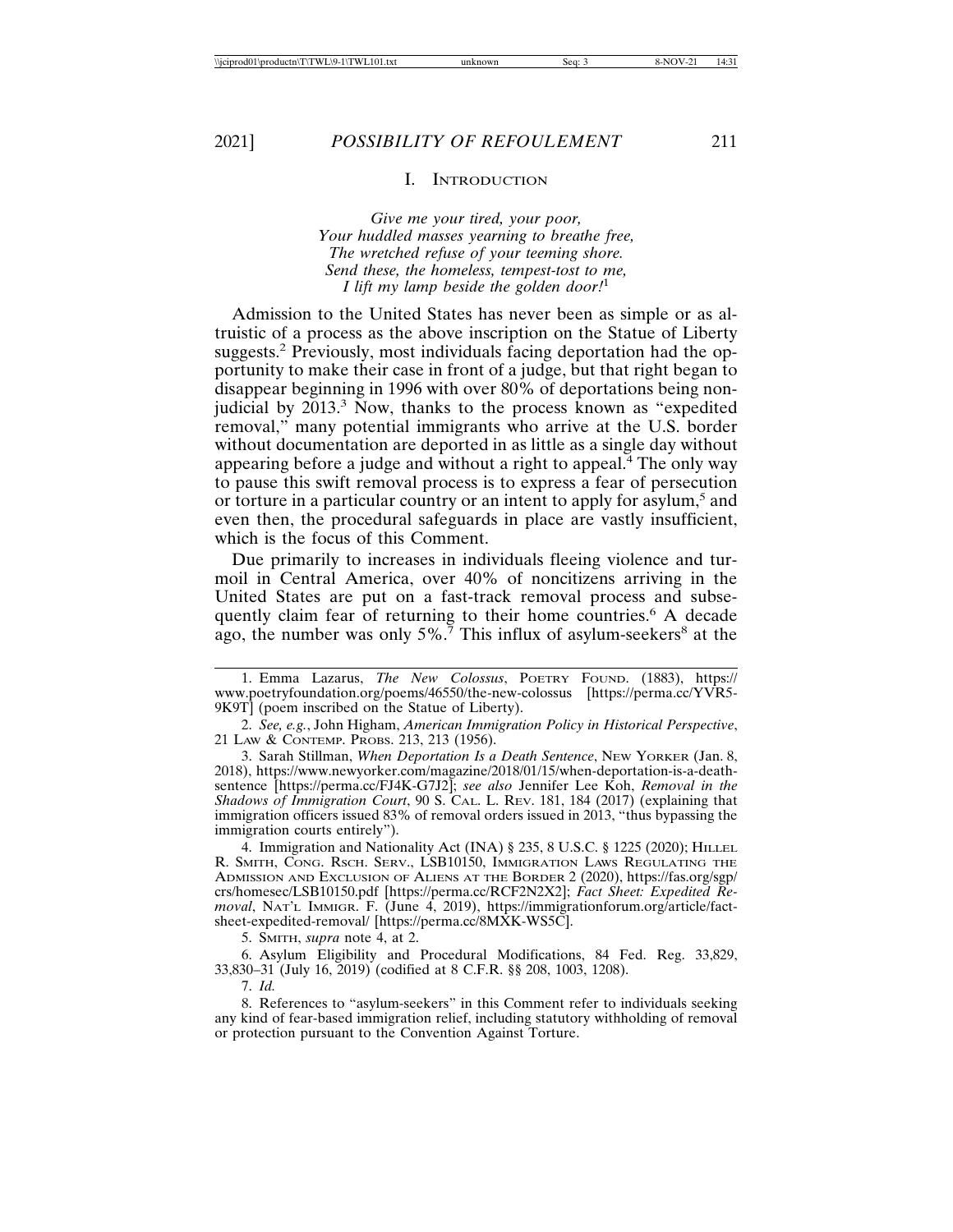## I. Introduction

*Give me your tired, your poor,*
*Your huddled masses yearning to breathe free,*
*The wretched refuse of your teeming shore.*
*Send these, the homeless, tempest-tost to me,*
*I lift my lamp beside the golden door!*[1]

Admission to the United States has never been as simple or as altruistic of a process as the above inscription on the Statue of Liberty suggests.[2] Previously, most individuals facing deportation had the opportunity to make their case in front of a judge, but that right began to disappear beginning in 1996 with over 80% of deportations being non-judicial by 2013.[3] Now, thanks to the process known as "expedited removal," many potential immigrants who arrive at the U.S. border without documentation are deported in as little as a single day without appearing before a judge and without a right to appeal.[4] The only way to pause this swift removal process is to express a fear of persecution or torture in a particular country or an intent to apply for asylum,[5] and even then, the procedural safeguards in place are vastly insufficient, which is the focus of this Comment.

Due primarily to increases in individuals fleeing violence and turmoil in Central America, over 40% of noncitizens arriving in the United States are put on a fast-track removal process and subsequently claim fear of returning to their home countries.[6] A decade ago, the number was only 5%.[7] This influx of asylum-seekers[8] at the

---

1. Emma Lazarus, *The New Colossus*, Poetry Found. (1883), https://www.poetryfoundation.org/poems/46550/the-new-colossus [https://perma.cc/YVR5-9K9T] (poem inscribed on the Statue of Liberty).

2. *See, e.g.*, John Higham, *American Immigration Policy in Historical Perspective*, 21 Law & Contemp. Probs. 213, 213 (1956).

3. Sarah Stillman, *When Deportation Is a Death Sentence*, New Yorker (Jan. 8, 2018), https://www.newyorker.com/magazine/2018/01/15/when-deportation-is-a-death-sentence [https://perma.cc/FJ4K-G7J2]; *see also* Jennifer Lee Koh, *Removal in the Shadows of Immigration Court*, 90 S. Cal. L. Rev. 181, 184 (2017) (explaining that immigration officers issued 83% of removal orders issued in 2013, "thus bypassing the immigration courts entirely").

4. Immigration and Nationality Act (INA) § 235, 8 U.S.C. § 1225 (2020); Hillel R. Smith, Cong. Rsch. Serv., LSB10150, Immigration Laws Regulating the Admission and Exclusion of Aliens at the Border 2 (2020), https://fas.org/sgp/crs/homesec/LSB10150.pdf [https://perma.cc/RCF2N2X2]; *Fact Sheet: Expedited Removal*, Nat'l Immigr. F. (June 4, 2019), https://immigrationforum.org/article/fact-sheet-expedited-removal/ [https://perma.cc/8MXK-WS5C].

5. Smith, *supra* note 4, at 2.

6. Asylum Eligibility and Procedural Modifications, 84 Fed. Reg. 33,829, 33,830–31 (July 16, 2019) (codified at 8 C.F.R. §§ 208, 1003, 1208).

7. *Id.*

8. References to "asylum-seekers" in this Comment refer to individuals seeking any kind of fear-based immigration relief, including statutory withholding of removal or protection pursuant to the Convention Against Torture.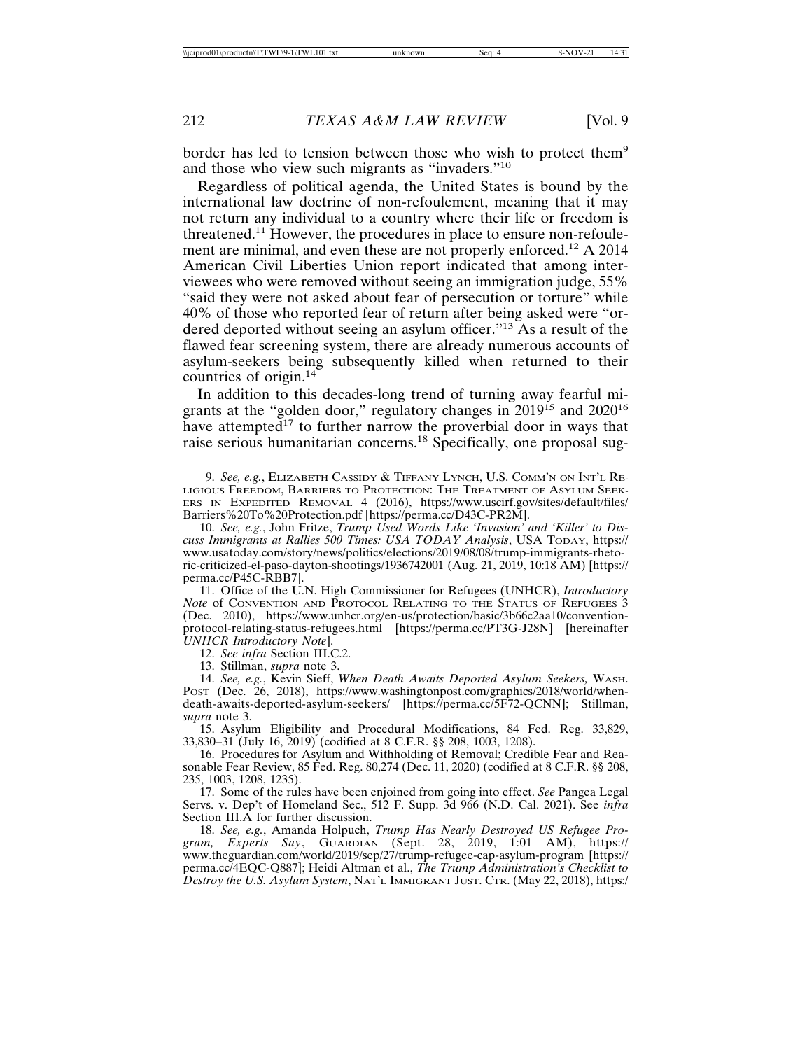border has led to tension between those who wish to protect them[9] and those who view such migrants as "invaders."[10]

Regardless of political agenda, the United States is bound by the international law doctrine of non-refoulement, meaning that it may not return any individual to a country where their life or freedom is threatened.[11] However, the procedures in place to ensure non-refoulement are minimal, and even these are not properly enforced.[12] A 2014 American Civil Liberties Union report indicated that among interviewees who were removed without seeing an immigration judge, 55% "said they were not asked about fear of persecution or torture" while 40% of those who reported fear of return after being asked were "ordered deported without seeing an asylum officer."[13] As a result of the flawed fear screening system, there are already numerous accounts of asylum-seekers being subsequently killed when returned to their countries of origin.[14]

In addition to this decades-long trend of turning away fearful migrants at the "golden door," regulatory changes in 2019[15] and 2020[16] have attempted[17] to further narrow the proverbial door in ways that raise serious humanitarian concerns.[18] Specifically, one proposal sug-

---

9. *See, e.g.*, ELIZABETH CASSIDY & TIFFANY LYNCH, U.S. COMM'N ON INT'L RELIGIOUS FREEDOM, BARRIERS TO PROTECTION: THE TREATMENT OF ASYLUM SEEKERS IN EXPEDITED REMOVAL 4 (2016), https://www.uscirf.gov/sites/default/files/Barriers%20To%20Protection.pdf [https://perma.cc/D43C-PR2M].

10. *See, e.g.*, John Fritze, *Trump Used Words Like 'Invasion' and 'Killer' to Discuss Immigrants at Rallies 500 Times: USA TODAY Analysis*, USA TODAY, https://www.usatoday.com/story/news/politics/elections/2019/08/08/trump-immigrants-rhetoric-criticized-el-paso-dayton-shootings/1936742001 (Aug. 21, 2019, 10:18 AM) [https://perma.cc/P45C-RBB7].

11. Office of the U.N. High Commissioner for Refugees (UNHCR), *Introductory Note* of CONVENTION AND PROTOCOL RELATING TO THE STATUS OF REFUGEES 3 (Dec. 2010), https://www.unhcr.org/en-us/protection/basic/3b66c2aa10/convention-protocol-relating-status-refugees.html [https://perma.cc/PT3G-J28N] [hereinafter *UNHCR Introductory Note*].

12. *See infra* Section III.C.2.

13. Stillman, *supra* note 3.

14. *See, e.g.*, Kevin Sieff, *When Death Awaits Deported Asylum Seekers,* WASH. POST (Dec. 26, 2018), https://www.washingtonpost.com/graphics/2018/world/when-death-awaits-deported-asylum-seekers/ [https://perma.cc/5F72-QCNN]; Stillman, *supra* note 3.

15. Asylum Eligibility and Procedural Modifications, 84 Fed. Reg. 33,829, 33,830–31 (July 16, 2019) (codified at 8 C.F.R. §§ 208, 1003, 1208).

16. Procedures for Asylum and Withholding of Removal; Credible Fear and Reasonable Fear Review, 85 Fed. Reg. 80,274 (Dec. 11, 2020) (codified at 8 C.F.R. §§ 208, 235, 1003, 1208, 1235).

17. Some of the rules have been enjoined from going into effect. *See* Pangea Legal Servs. v. Dep't of Homeland Sec., 512 F. Supp. 3d 966 (N.D. Cal. 2021). See *infra* Section III.A for further discussion.

18. *See, e.g.*, Amanda Holpuch, *Trump Has Nearly Destroyed US Refugee Program, Experts Say*, GUARDIAN (Sept. 28, 2019, 1:01 AM), https://www.theguardian.com/world/2019/sep/27/trump-refugee-cap-asylum-program [https://perma.cc/4EQC-Q887]; Heidi Altman et al., *The Trump Administration's Checklist to Destroy the U.S. Asylum System*, NAT'L IMMIGRANT JUST. CTR. (May 22, 2018), https:/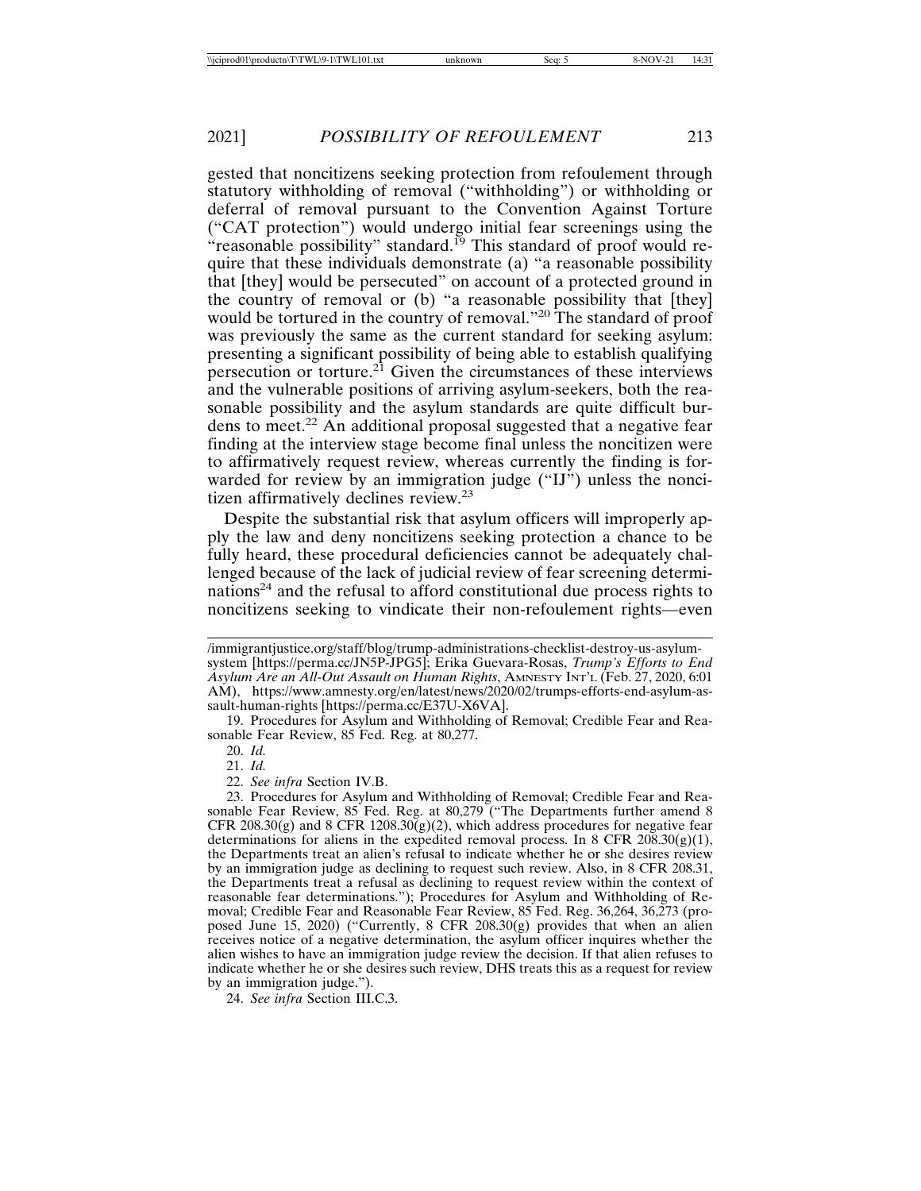gested that noncitizens seeking protection from refoulement through statutory withholding of removal ("withholding") or withholding or deferral of removal pursuant to the Convention Against Torture ("CAT protection") would undergo initial fear screenings using the "reasonable possibility" standard.[19] This standard of proof would require that these individuals demonstrate (a) "a reasonable possibility that [they] would be persecuted" on account of a protected ground in the country of removal or (b) "a reasonable possibility that [they] would be tortured in the country of removal."[20] The standard of proof was previously the same as the current standard for seeking asylum: presenting a significant possibility of being able to establish qualifying persecution or torture.[21] Given the circumstances of these interviews and the vulnerable positions of arriving asylum-seekers, both the reasonable possibility and the asylum standards are quite difficult burdens to meet.[22] An additional proposal suggested that a negative fear finding at the interview stage become final unless the noncitizen were to affirmatively request review, whereas currently the finding is forwarded for review by an immigration judge ("IJ") unless the noncitizen affirmatively declines review.[23]

Despite the substantial risk that asylum officers will improperly apply the law and deny noncitizens seeking protection a chance to be fully heard, these procedural deficiencies cannot be adequately challenged because of the lack of judicial review of fear screening determinations[24] and the refusal to afford constitutional due process rights to noncitizens seeking to vindicate their non-refoulement rights—even

---

/immigrantjustice.org/staff/blog/trump-administrations-checklist-destroy-us-asylum-system [https://perma.cc/JN5P-JPG5]; Erika Guevara-Rosas, *Trump's Efforts to End Asylum Are an All-Out Assault on Human Rights*, AMNESTY INT'L (Feb. 27, 2020, 6:01 AM), https://www.amnesty.org/en/latest/news/2020/02/trumps-efforts-end-asylum-assault-human-rights [https://perma.cc/E37U-X6VA].

19. Procedures for Asylum and Withholding of Removal; Credible Fear and Reasonable Fear Review, 85 Fed. Reg. at 80,277.

20. *Id.*

21. *Id.*

22. *See infra* Section IV.B.

23. Procedures for Asylum and Withholding of Removal; Credible Fear and Reasonable Fear Review, 85 Fed. Reg. at 80,279 ("The Departments further amend 8 CFR 208.30(g) and 8 CFR 1208.30(g)(2), which address procedures for negative fear determinations for aliens in the expedited removal process. In 8 CFR 208.30(g)(1), the Departments treat an alien's refusal to indicate whether he or she desires review by an immigration judge as declining to request such review. Also, in 8 CFR 208.31, the Departments treat a refusal as declining to request review within the context of reasonable fear determinations."); Procedures for Asylum and Withholding of Removal; Credible Fear and Reasonable Fear Review, 85 Fed. Reg. 36,264, 36,273 (proposed June 15, 2020) ("Currently, 8 CFR 208.30(g) provides that when an alien receives notice of a negative determination, the asylum officer inquires whether the alien wishes to have an immigration judge review the decision. If that alien refuses to indicate whether he or she desires such review, DHS treats this as a request for review by an immigration judge.").

24. *See infra* Section III.C.3.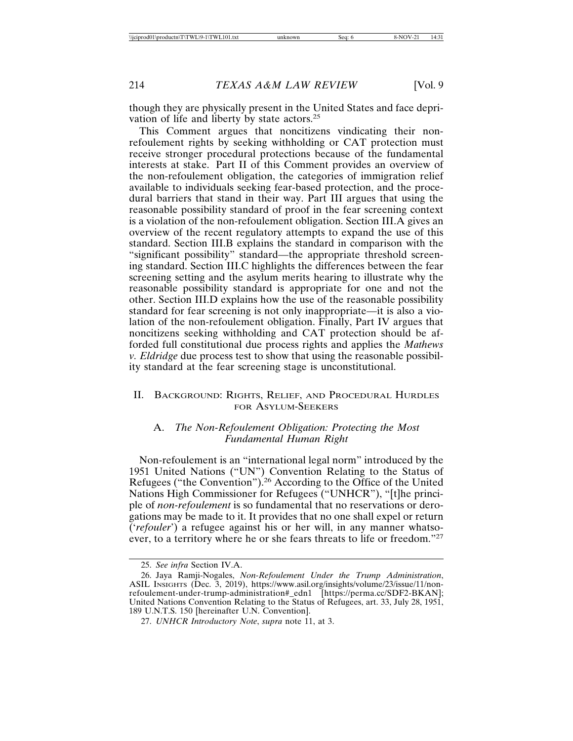though they are physically present in the United States and face deprivation of life and liberty by state actors.[25]

This Comment argues that noncitizens vindicating their non-refoulement rights by seeking withholding or CAT protection must receive stronger procedural protections because of the fundamental interests at stake. Part II of this Comment provides an overview of the non-refoulement obligation, the categories of immigration relief available to individuals seeking fear-based protection, and the procedural barriers that stand in their way. Part III argues that using the reasonable possibility standard of proof in the fear screening context is a violation of the non-refoulement obligation. Section III.A gives an overview of the recent regulatory attempts to expand the use of this standard. Section III.B explains the standard in comparison with the "significant possibility" standard—the appropriate threshold screening standard. Section III.C highlights the differences between the fear screening setting and the asylum merits hearing to illustrate why the reasonable possibility standard is appropriate for one and not the other. Section III.D explains how the use of the reasonable possibility standard for fear screening is not only inappropriate—it is also a violation of the non-refoulement obligation. Finally, Part IV argues that noncitizens seeking withholding and CAT protection should be afforded full constitutional due process rights and applies the *Mathews v. Eldridge* due process test to show that using the reasonable possibility standard at the fear screening stage is unconstitutional.

## II. Background: Rights, Relief, and Procedural Hurdles for Asylum-Seekers

### A. *The Non-Refoulement Obligation: Protecting the Most Fundamental Human Right*

Non-refoulement is an "international legal norm" introduced by the 1951 United Nations ("UN") Convention Relating to the Status of Refugees ("the Convention").[26] According to the Office of the United Nations High Commissioner for Refugees ("UNHCR"), "[t]he principle of *non-refoulement* is so fundamental that no reservations or derogations may be made to it. It provides that no one shall expel or return ('*refouler*') a refugee against his or her will, in any manner whatsoever, to a territory where he or she fears threats to life or freedom."[27]

---

25. *See infra* Section IV.A.

26. Jaya Ramji-Nogales, *Non-Refoulement Under the Trump Administration*, ASIL Insights (Dec. 3, 2019), https://www.asil.org/insights/volume/23/issue/11/non-refoulement-under-trump-administration#_edn1 [https://perma.cc/SDF2-BKAN]; United Nations Convention Relating to the Status of Refugees, art. 33, July 28, 1951, 189 U.N.T.S. 150 [hereinafter U.N. Convention].

27. *UNHCR Introductory Note*, *supra* note 11, at 3.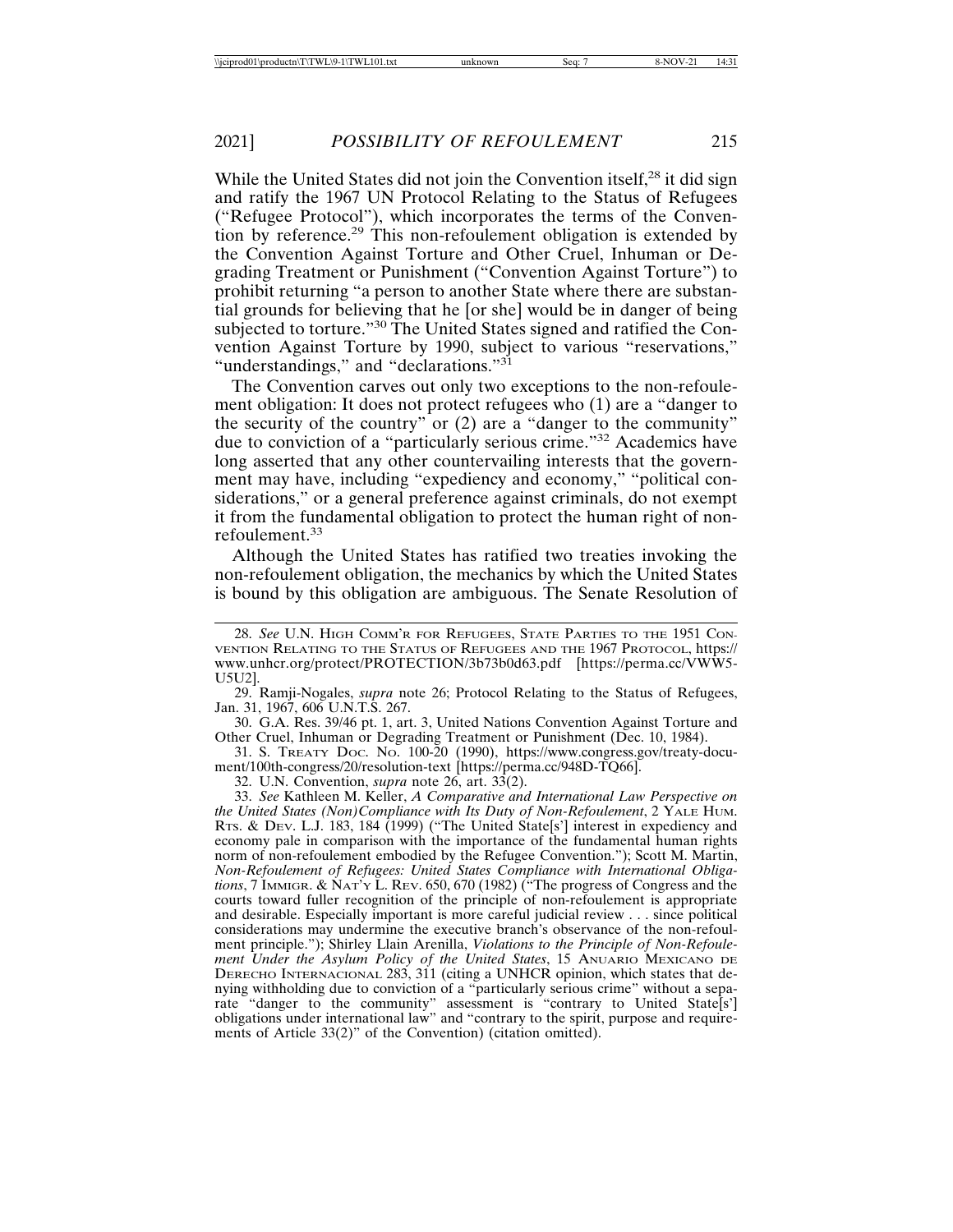While the United States did not join the Convention itself,[28] it did sign and ratify the 1967 UN Protocol Relating to the Status of Refugees ("Refugee Protocol"), which incorporates the terms of the Convention by reference.[29] This non-refoulement obligation is extended by the Convention Against Torture and Other Cruel, Inhuman or Degrading Treatment or Punishment ("Convention Against Torture") to prohibit returning "a person to another State where there are substantial grounds for believing that he [or she] would be in danger of being subjected to torture."[30] The United States signed and ratified the Convention Against Torture by 1990, subject to various "reservations," "understandings," and "declarations."[31]

The Convention carves out only two exceptions to the non-refoulement obligation: It does not protect refugees who (1) are a "danger to the security of the country" or (2) are a "danger to the community" due to conviction of a "particularly serious crime."[32] Academics have long asserted that any other countervailing interests that the government may have, including "expediency and economy," "political considerations," or a general preference against criminals, do not exempt it from the fundamental obligation to protect the human right of non-refoulement.[33]

Although the United States has ratified two treaties invoking the non-refoulement obligation, the mechanics by which the United States is bound by this obligation are ambiguous. The Senate Resolution of

---

28. *See* U.N. HIGH COMM'R FOR REFUGEES, STATE PARTIES TO THE 1951 CONVENTION RELATING TO THE STATUS OF REFUGEES AND THE 1967 PROTOCOL, https://www.unhcr.org/protect/PROTECTION/3b73b0d63.pdf [https://perma.cc/VWW5-U5U2].

29. Ramji-Nogales, *supra* note 26; Protocol Relating to the Status of Refugees, Jan. 31, 1967, 606 U.N.T.S. 267.

30. G.A. Res. 39/46 pt. 1, art. 3, United Nations Convention Against Torture and Other Cruel, Inhuman or Degrading Treatment or Punishment (Dec. 10, 1984).

31. S. TREATY DOC. NO. 100-20 (1990), https://www.congress.gov/treaty-document/100th-congress/20/resolution-text [https://perma.cc/948D-TQ66].

32. U.N. Convention, *supra* note 26, art. 33(2).

33. *See* Kathleen M. Keller, *A Comparative and International Law Perspective on the United States (Non)Compliance with Its Duty of Non-Refoulement*, 2 YALE HUM. RTS. & DEV. L.J. 183, 184 (1999) ("The United State[s'] interest in expediency and economy pale in comparison with the importance of the fundamental human rights norm of non-refoulement embodied by the Refugee Convention."); Scott M. Martin, *Non-Refoulement of Refugees: United States Compliance with International Obligations*, 7 IMMIGR. & NAT'Y L. REV. 650, 670 (1982) ("The progress of Congress and the courts toward fuller recognition of the principle of non-refoulement is appropriate and desirable. Especially important is more careful judicial review . . . since political considerations may undermine the executive branch's observance of the non-refoulment principle."); Shirley Llain Arenilla, *Violations to the Principle of Non-Refoulement Under the Asylum Policy of the United States*, 15 ANUARIO MEXICANO DE DERECHO INTERNACIONAL 283, 311 (citing a UNHCR opinion, which states that denying withholding due to conviction of a "particularly serious crime" without a separate "danger to the community" assessment is "contrary to United State[s'] obligations under international law" and "contrary to the spirit, purpose and requirements of Article 33(2)" of the Convention) (citation omitted).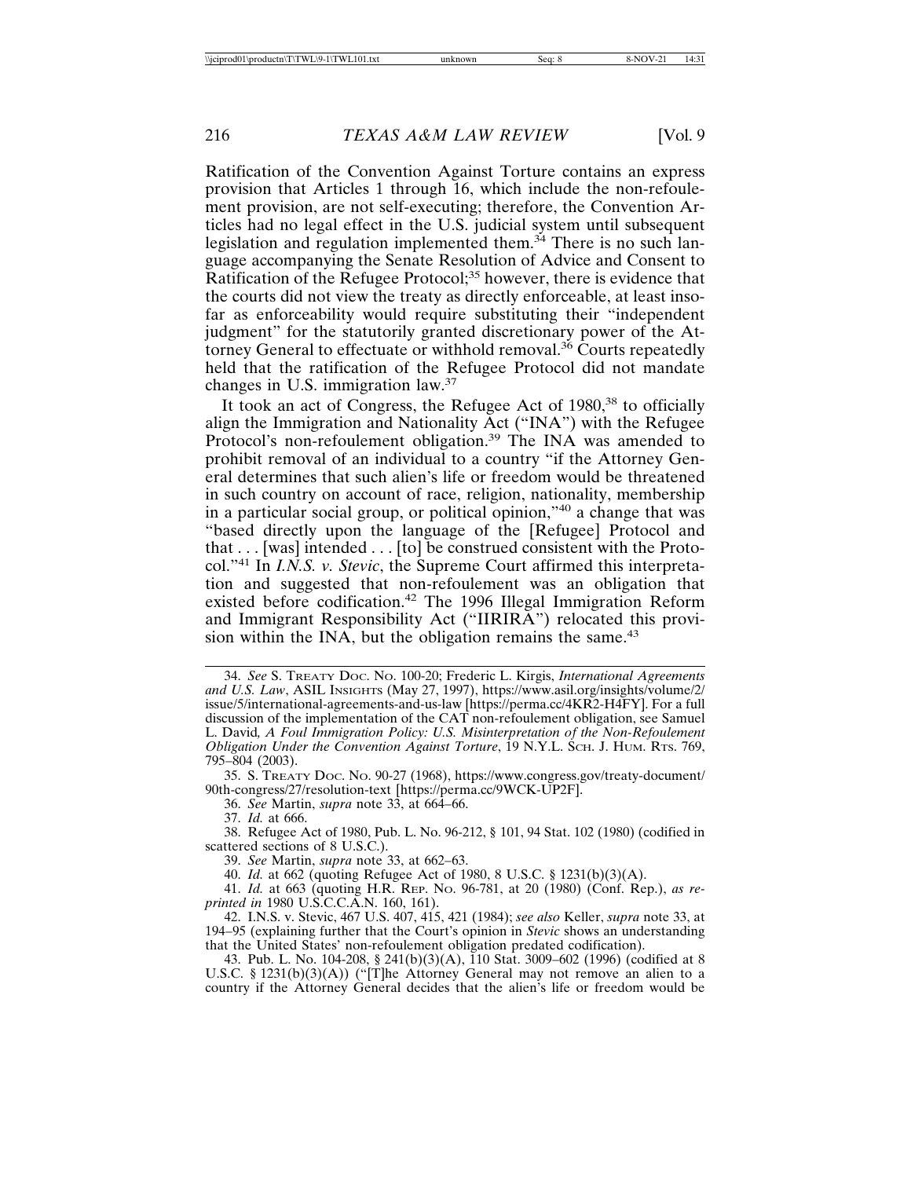Ratification of the Convention Against Torture contains an express provision that Articles 1 through 16, which include the non-refoulement provision, are not self-executing; therefore, the Convention Articles had no legal effect in the U.S. judicial system until subsequent legislation and regulation implemented them.[34] There is no such language accompanying the Senate Resolution of Advice and Consent to Ratification of the Refugee Protocol;[35] however, there is evidence that the courts did not view the treaty as directly enforceable, at least insofar as enforceability would require substituting their "independent judgment" for the statutorily granted discretionary power of the Attorney General to effectuate or withhold removal.[36] Courts repeatedly held that the ratification of the Refugee Protocol did not mandate changes in U.S. immigration law.[37]

It took an act of Congress, the Refugee Act of 1980,[38] to officially align the Immigration and Nationality Act ("INA") with the Refugee Protocol's non-refoulement obligation.[39] The INA was amended to prohibit removal of an individual to a country "if the Attorney General determines that such alien's life or freedom would be threatened in such country on account of race, religion, nationality, membership in a particular social group, or political opinion,"[40] a change that was "based directly upon the language of the [Refugee] Protocol and that . . . [was] intended . . . [to] be construed consistent with the Protocol."[41] In *I.N.S. v. Stevic*, the Supreme Court affirmed this interpretation and suggested that non-refoulement was an obligation that existed before codification.[42] The 1996 Illegal Immigration Reform and Immigrant Responsibility Act ("IIRIRA") relocated this provision within the INA, but the obligation remains the same.[43]

---

34. *See* S. TREATY DOC. NO. 100-20; Frederic L. Kirgis, *International Agreements and U.S. Law*, ASIL INSIGHTS (May 27, 1997), https://www.asil.org/insights/volume/2/issue/5/international-agreements-and-us-law [https://perma.cc/4KR2-H4FY]. For a full discussion of the implementation of the CAT non-refoulement obligation, see Samuel L. David, *A Foul Immigration Policy: U.S. Misinterpretation of the Non-Refoulement Obligation Under the Convention Against Torture*, 19 N.Y.L. SCH. J. HUM. RTS. 769, 795–804 (2003).

35. S. TREATY DOC. NO. 90-27 (1968), https://www.congress.gov/treaty-document/90th-congress/27/resolution-text [https://perma.cc/9WCK-UP2F].

36. *See* Martin, *supra* note 33, at 664–66.

37. *Id.* at 666.

38. Refugee Act of 1980, Pub. L. No. 96-212, § 101, 94 Stat. 102 (1980) (codified in scattered sections of 8 U.S.C.).

39. *See* Martin, *supra* note 33, at 662–63.

40. *Id.* at 662 (quoting Refugee Act of 1980, 8 U.S.C. § 1231(b)(3)(A).

41. *Id.* at 663 (quoting H.R. REP. NO. 96-781, at 20 (1980) (Conf. Rep.), *as reprinted in* 1980 U.S.C.C.A.N. 160, 161).

42. I.N.S. v. Stevic, 467 U.S. 407, 415, 421 (1984); *see also* Keller, *supra* note 33, at 194–95 (explaining further that the Court's opinion in *Stevic* shows an understanding that the United States' non-refoulement obligation predated codification).

43. Pub. L. No. 104-208, § 241(b)(3)(A), 110 Stat. 3009–602 (1996) (codified at 8 U.S.C. § 1231(b)(3)(A)) ("[T]he Attorney General may not remove an alien to a country if the Attorney General decides that the alien's life or freedom would be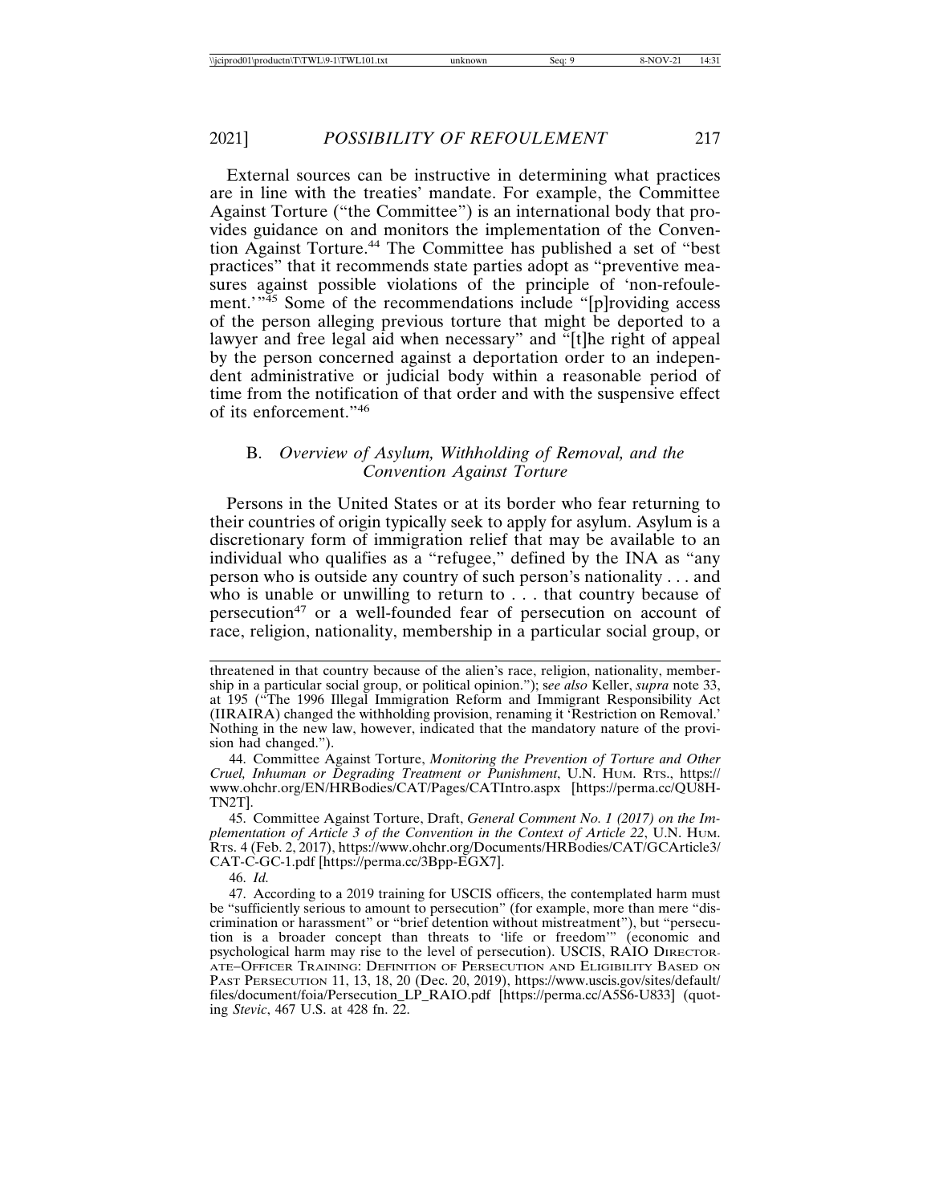External sources can be instructive in determining what practices are in line with the treaties' mandate. For example, the Committee Against Torture ("the Committee") is an international body that provides guidance on and monitors the implementation of the Convention Against Torture.[44] The Committee has published a set of "best practices" that it recommends state parties adopt as "preventive measures against possible violations of the principle of 'non-refoulement.'"[45] Some of the recommendations include "[p]roviding access of the person alleging previous torture that might be deported to a lawyer and free legal aid when necessary" and "[t]he right of appeal by the person concerned against a deportation order to an independent administrative or judicial body within a reasonable period of time from the notification of that order and with the suspensive effect of its enforcement."[46]

## B. *Overview of Asylum, Withholding of Removal, and the Convention Against Torture*

Persons in the United States or at its border who fear returning to their countries of origin typically seek to apply for asylum. Asylum is a discretionary form of immigration relief that may be available to an individual who qualifies as a "refugee," defined by the INA as "any person who is outside any country of such person's nationality . . . and who is unable or unwilling to return to . . . that country because of persecution[47] or a well-founded fear of persecution on account of race, religion, nationality, membership in a particular social group, or

---

threatened in that country because of the alien's race, religion, nationality, membership in a particular social group, or political opinion."); s*ee also* Keller, *supra* note 33, at 195 ("The 1996 Illegal Immigration Reform and Immigrant Responsibility Act (IIRAIRA) changed the withholding provision, renaming it 'Restriction on Removal.' Nothing in the new law, however, indicated that the mandatory nature of the provision had changed.").

44. Committee Against Torture, *Monitoring the Prevention of Torture and Other Cruel, Inhuman or Degrading Treatment or Punishment*, U.N. HUM. RTS., https://www.ohchr.org/EN/HRBodies/CAT/Pages/CATIntro.aspx [https://perma.cc/QU8H-TN2T].

45. Committee Against Torture, Draft, *General Comment No. 1 (2017) on the Implementation of Article 3 of the Convention in the Context of Article 22*, U.N. HUM. RTS. 4 (Feb. 2, 2017), https://www.ohchr.org/Documents/HRBodies/CAT/GCArticle3/CAT-C-GC-1.pdf [https://perma.cc/3Bpp-EGX7].

46. *Id.*

47. According to a 2019 training for USCIS officers, the contemplated harm must be "sufficiently serious to amount to persecution" (for example, more than mere "discrimination or harassment" or "brief detention without mistreatment"), but "persecution is a broader concept than threats to 'life or freedom'" (economic and psychological harm may rise to the level of persecution). USCIS, RAIO DIRECTORATE–OFFICER TRAINING: DEFINITION OF PERSECUTION AND ELIGIBILITY BASED ON PAST PERSECUTION 11, 13, 18, 20 (Dec. 20, 2019), https://www.uscis.gov/sites/default/files/document/foia/Persecution_LP_RAIO.pdf [https://perma.cc/A5S6-U833] (quoting *Stevic*, 467 U.S. at 428 fn. 22.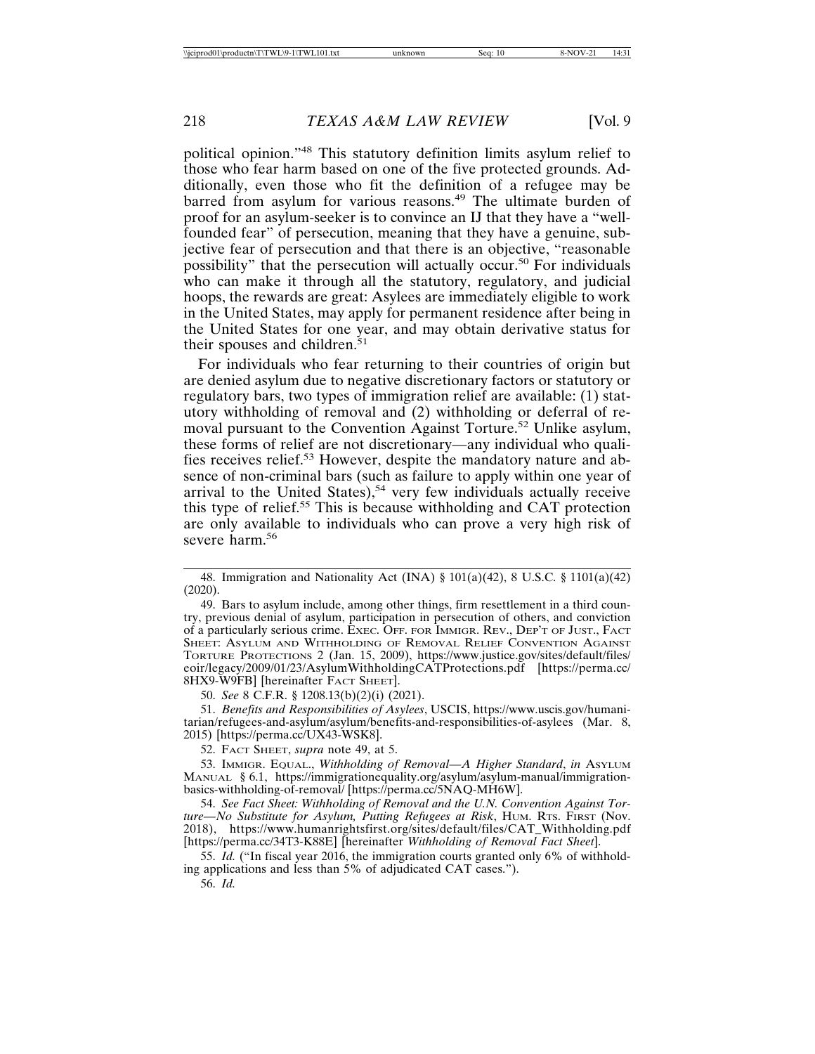political opinion."[48] This statutory definition limits asylum relief to those who fear harm based on one of the five protected grounds. Additionally, even those who fit the definition of a refugee may be barred from asylum for various reasons.[49] The ultimate burden of proof for an asylum-seeker is to convince an IJ that they have a "well-founded fear" of persecution, meaning that they have a genuine, subjective fear of persecution and that there is an objective, "reasonable possibility" that the persecution will actually occur.[50] For individuals who can make it through all the statutory, regulatory, and judicial hoops, the rewards are great: Asylees are immediately eligible to work in the United States, may apply for permanent residence after being in the United States for one year, and may obtain derivative status for their spouses and children.[51]

For individuals who fear returning to their countries of origin but are denied asylum due to negative discretionary factors or statutory or regulatory bars, two types of immigration relief are available: (1) statutory withholding of removal and (2) withholding or deferral of removal pursuant to the Convention Against Torture.[52] Unlike asylum, these forms of relief are not discretionary—any individual who qualifies receives relief.[53] However, despite the mandatory nature and absence of non-criminal bars (such as failure to apply within one year of arrival to the United States),[54] very few individuals actually receive this type of relief.[55] This is because withholding and CAT protection are only available to individuals who can prove a very high risk of severe harm.[56]

---

48. Immigration and Nationality Act (INA) § 101(a)(42), 8 U.S.C. § 1101(a)(42) (2020).

49. Bars to asylum include, among other things, firm resettlement in a third country, previous denial of asylum, participation in persecution of others, and conviction of a particularly serious crime. EXEC. OFF. FOR IMMIGR. REV., DEP'T OF JUST., FACT SHEET: ASYLUM AND WITHHOLDING OF REMOVAL RELIEF CONVENTION AGAINST TORTURE PROTECTIONS 2 (Jan. 15, 2009), https://www.justice.gov/sites/default/files/eoir/legacy/2009/01/23/AsylumWithholdingCATProtections.pdf [https://perma.cc/8HX9-W9FB] [hereinafter FACT SHEET].

50. *See* 8 C.F.R. § 1208.13(b)(2)(i) (2021).

51. *Benefits and Responsibilities of Asylees*, USCIS, https://www.uscis.gov/humanitarian/refugees-and-asylum/asylum/benefits-and-responsibilities-of-asylees (Mar. 8, 2015) [https://perma.cc/UX43-WSK8].

52. FACT SHEET, *supra* note 49, at 5.

53. IMMIGR. EQUAL., *Withholding of Removal—A Higher Standard*, *in* ASYLUM MANUAL § 6.1, https://immigrationequality.org/asylum/asylum-manual/immigration-basics-withholding-of-removal/ [https://perma.cc/5NAQ-MH6W].

54. *See Fact Sheet: Withholding of Removal and the U.N. Convention Against Torture—No Substitute for Asylum, Putting Refugees at Risk*, HUM. RTS. FIRST (Nov. 2018), https://www.humanrightsfirst.org/sites/default/files/CAT_Withholding.pdf [https://perma.cc/34T3-K88E] [hereinafter *Withholding of Removal Fact Sheet*].

55. *Id.* ("In fiscal year 2016, the immigration courts granted only 6% of withholding applications and less than 5% of adjudicated CAT cases.").

56. *Id.*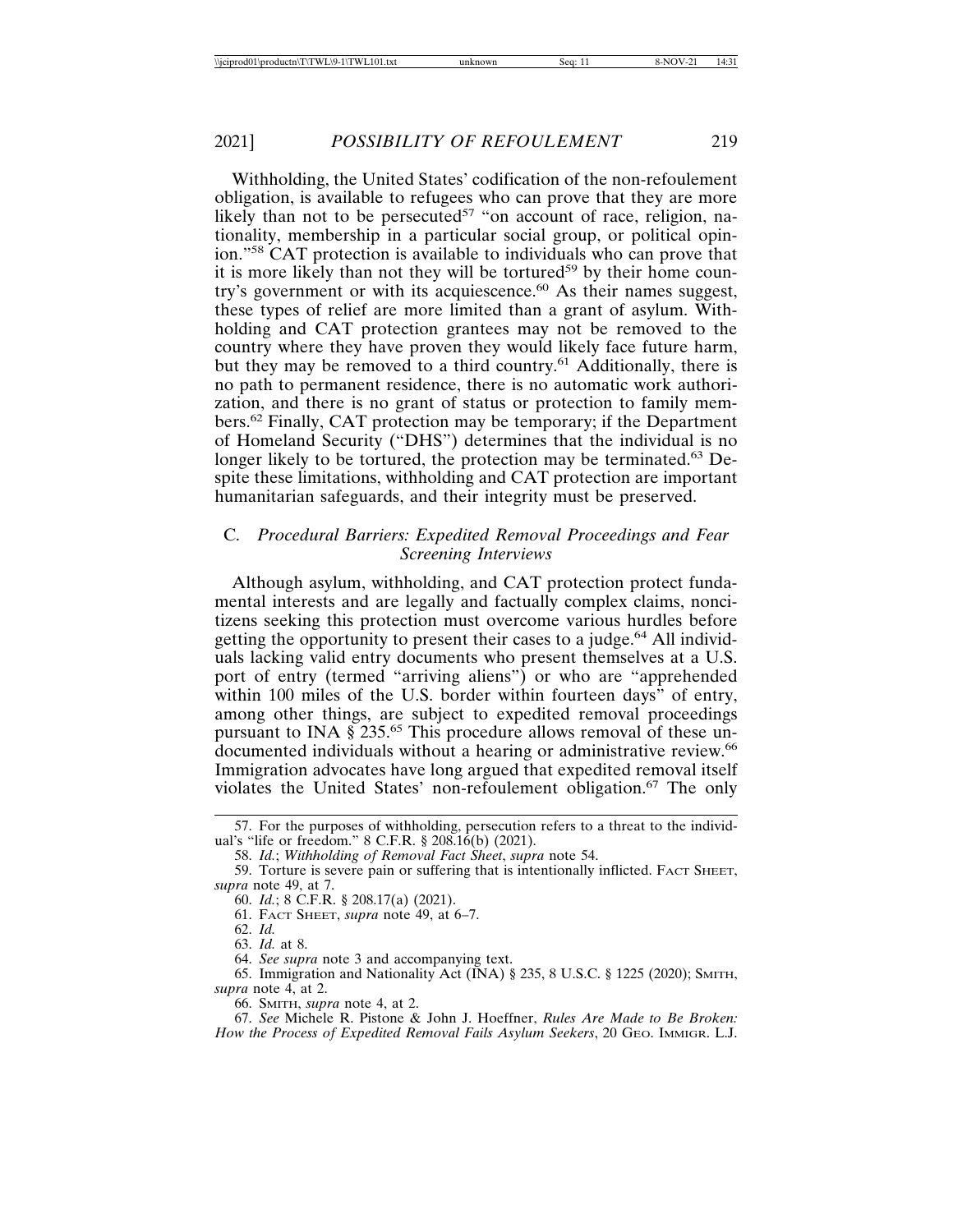Withholding, the United States' codification of the non-refoulement obligation, is available to refugees who can prove that they are more likely than not to be persecuted[57] "on account of race, religion, nationality, membership in a particular social group, or political opinion."[58] CAT protection is available to individuals who can prove that it is more likely than not they will be tortured[59] by their home country's government or with its acquiescence.[60] As their names suggest, these types of relief are more limited than a grant of asylum. Withholding and CAT protection grantees may not be removed to the country where they have proven they would likely face future harm, but they may be removed to a third country.[61] Additionally, there is no path to permanent residence, there is no automatic work authorization, and there is no grant of status or protection to family members.[62] Finally, CAT protection may be temporary; if the Department of Homeland Security ("DHS") determines that the individual is no longer likely to be tortured, the protection may be terminated.[63] Despite these limitations, withholding and CAT protection are important humanitarian safeguards, and their integrity must be preserved.

### C. *Procedural Barriers: Expedited Removal Proceedings and Fear Screening Interviews*

Although asylum, withholding, and CAT protection protect fundamental interests and are legally and factually complex claims, noncitizens seeking this protection must overcome various hurdles before getting the opportunity to present their cases to a judge.[64] All individuals lacking valid entry documents who present themselves at a U.S. port of entry (termed "arriving aliens") or who are "apprehended within 100 miles of the U.S. border within fourteen days" of entry, among other things, are subject to expedited removal proceedings pursuant to INA § 235.[65] This procedure allows removal of these undocumented individuals without a hearing or administrative review.[66] Immigration advocates have long argued that expedited removal itself violates the United States' non-refoulement obligation.[67] The only

---

57. For the purposes of withholding, persecution refers to a threat to the individual's "life or freedom." 8 C.F.R. § 208.16(b) (2021).

58. *Id.*; *Withholding of Removal Fact Sheet*, *supra* note 54.

59. Torture is severe pain or suffering that is intentionally inflicted. FACT SHEET, *supra* note 49, at 7.

60. *Id.*; 8 C.F.R. § 208.17(a) (2021).

61. FACT SHEET, *supra* note 49, at 6–7.

62. *Id.*

63. *Id.* at 8.

64. *See supra* note 3 and accompanying text.

65. Immigration and Nationality Act (INA) § 235, 8 U.S.C. § 1225 (2020); SMITH, *supra* note 4, at 2.

66. SMITH, *supra* note 4, at 2.

67. *See* Michele R. Pistone & John J. Hoeffner, *Rules Are Made to Be Broken: How the Process of Expedited Removal Fails Asylum Seekers*, 20 GEO. IMMIGR. L.J.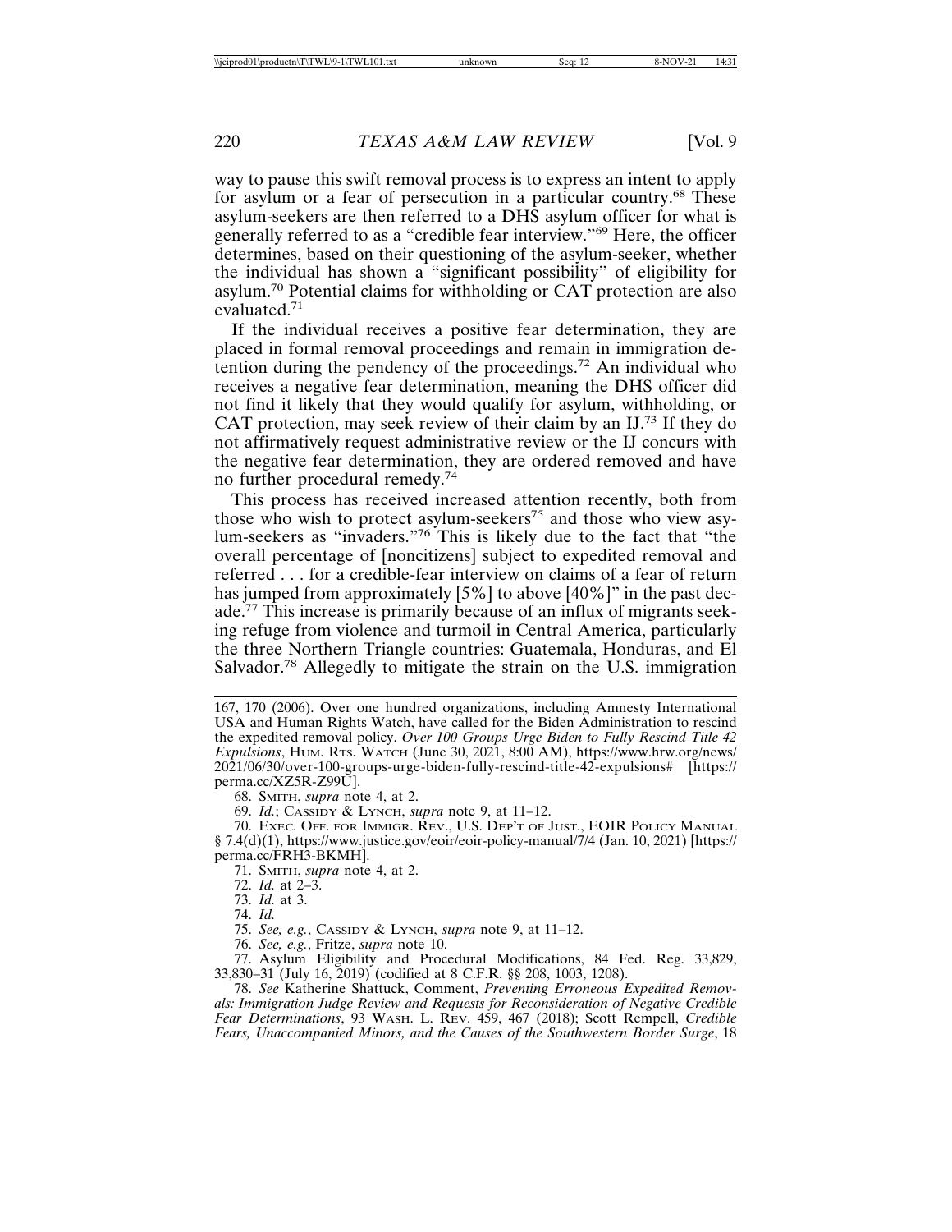way to pause this swift removal process is to express an intent to apply for asylum or a fear of persecution in a particular country.[68] These asylum-seekers are then referred to a DHS asylum officer for what is generally referred to as a "credible fear interview."[69] Here, the officer determines, based on their questioning of the asylum-seeker, whether the individual has shown a "significant possibility" of eligibility for asylum.[70] Potential claims for withholding or CAT protection are also evaluated.[71]

If the individual receives a positive fear determination, they are placed in formal removal proceedings and remain in immigration detention during the pendency of the proceedings.[72] An individual who receives a negative fear determination, meaning the DHS officer did not find it likely that they would qualify for asylum, withholding, or CAT protection, may seek review of their claim by an IJ.[73] If they do not affirmatively request administrative review or the IJ concurs with the negative fear determination, they are ordered removed and have no further procedural remedy.[74]

This process has received increased attention recently, both from those who wish to protect asylum-seekers[75] and those who view asylum-seekers as "invaders."[76] This is likely due to the fact that "the overall percentage of [noncitizens] subject to expedited removal and referred . . . for a credible-fear interview on claims of a fear of return has jumped from approximately [5%] to above [40%]" in the past decade.[77] This increase is primarily because of an influx of migrants seeking refuge from violence and turmoil in Central America, particularly the three Northern Triangle countries: Guatemala, Honduras, and El Salvador.[78] Allegedly to mitigate the strain on the U.S. immigration

---

167, 170 (2006). Over one hundred organizations, including Amnesty International USA and Human Rights Watch, have called for the Biden Administration to rescind the expedited removal policy. *Over 100 Groups Urge Biden to Fully Rescind Title 42 Expulsions*, HUM. RTS. WATCH (June 30, 2021, 8:00 AM), https://www.hrw.org/news/2021/06/30/over-100-groups-urge-biden-fully-rescind-title-42-expulsions# [https://perma.cc/XZ5R-Z99U].

68. SMITH, *supra* note 4, at 2.

69. *Id.*; CASSIDY & LYNCH, *supra* note 9, at 11–12.

70. EXEC. OFF. FOR IMMIGR. REV., U.S. DEP'T OF JUST., EOIR POLICY MANUAL § 7.4(d)(1), https://www.justice.gov/eoir/eoir-policy-manual/7/4 (Jan. 10, 2021) [https://perma.cc/FRH3-BKMH].

71. SMITH, *supra* note 4, at 2.

72. *Id.* at 2–3.

73. *Id.* at 3.

74. *Id.*

75. *See, e.g.*, CASSIDY & LYNCH, *supra* note 9, at 11–12.

76. *See, e.g.*, Fritze, *supra* note 10.

77. Asylum Eligibility and Procedural Modifications, 84 Fed. Reg. 33,829, 33,830–31 (July 16, 2019) (codified at 8 C.F.R. §§ 208, 1003, 1208).

78. *See* Katherine Shattuck, Comment, *Preventing Erroneous Expedited Removals: Immigration Judge Review and Requests for Reconsideration of Negative Credible Fear Determinations*, 93 WASH. L. REV. 459, 467 (2018); Scott Rempell, *Credible Fears, Unaccompanied Minors, and the Causes of the Southwestern Border Surge*, 18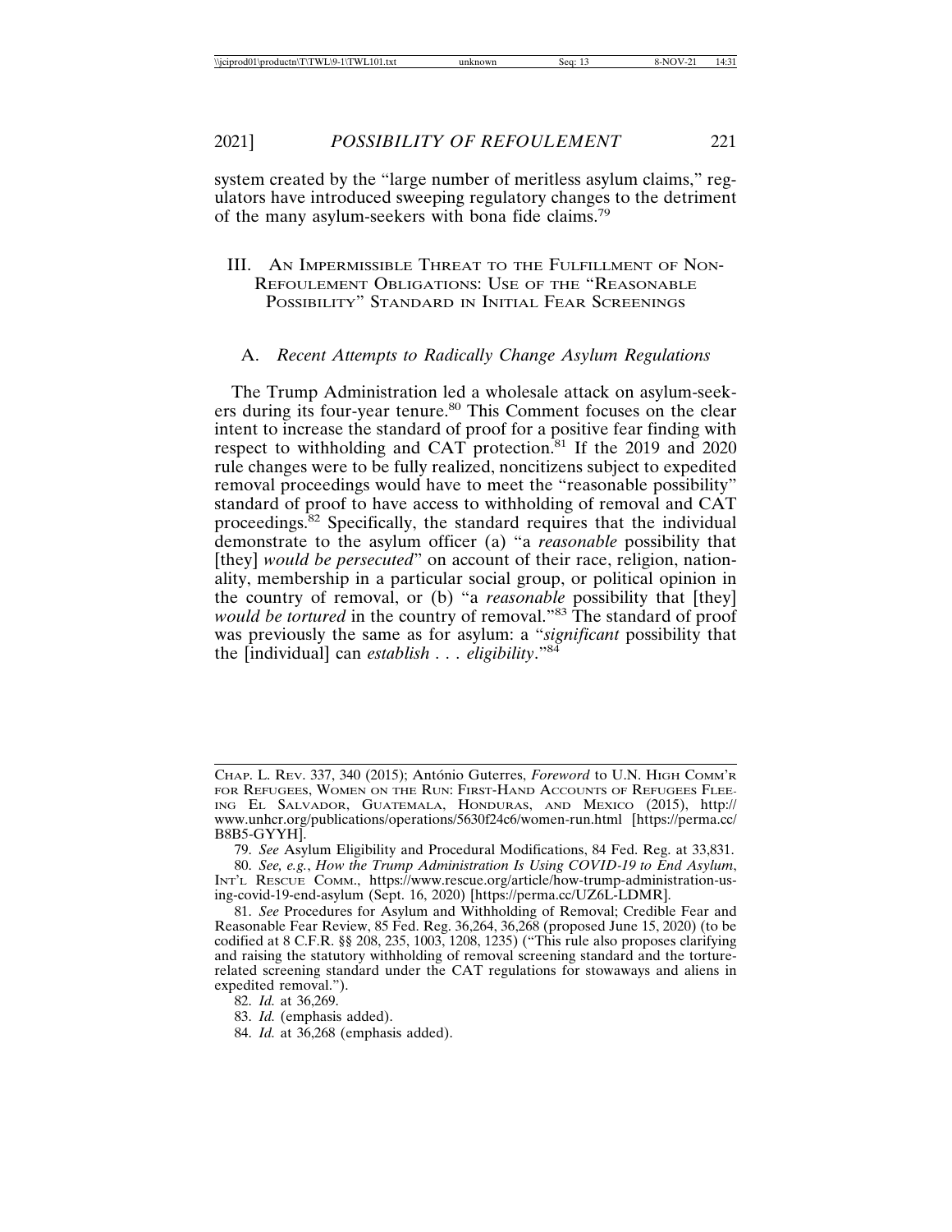system created by the "large number of meritless asylum claims," regulators have introduced sweeping regulatory changes to the detriment of the many asylum-seekers with bona fide claims.[79]

## III. An Impermissible Threat to the Fulfillment of Non-Refoulement Obligations: Use of the "Reasonable Possibility" Standard in Initial Fear Screenings

### A. *Recent Attempts to Radically Change Asylum Regulations*

The Trump Administration led a wholesale attack on asylum-seekers during its four-year tenure.[80] This Comment focuses on the clear intent to increase the standard of proof for a positive fear finding with respect to withholding and CAT protection.[81] If the 2019 and 2020 rule changes were to be fully realized, noncitizens subject to expedited removal proceedings would have to meet the "reasonable possibility" standard of proof to have access to withholding of removal and CAT proceedings.[82] Specifically, the standard requires that the individual demonstrate to the asylum officer (a) "a *reasonable* possibility that [they] *would be persecuted*" on account of their race, religion, nationality, membership in a particular social group, or political opinion in the country of removal, or (b) "a *reasonable* possibility that [they] *would be tortured* in the country of removal."[83] The standard of proof was previously the same as for asylum: a "*significant* possibility that the [individual] can *establish . . . eligibility*."[84]

---

Chap. L. Rev. 337, 340 (2015); António Guterres, *Foreword* to U.N. High Comm'r for Refugees, Women on the Run: First-Hand Accounts of Refugees Fleeing El Salvador, Guatemala, Honduras, and Mexico (2015), http://www.unhcr.org/publications/operations/5630f24c6/women-run.html [https://perma.cc/B8B5-GYYH].

79. *See* Asylum Eligibility and Procedural Modifications, 84 Fed. Reg. at 33,831.

80. *See, e.g.*, *How the Trump Administration Is Using COVID-19 to End Asylum*, Int'l Rescue Comm., https://www.rescue.org/article/how-trump-administration-using-covid-19-end-asylum (Sept. 16, 2020) [https://perma.cc/UZ6L-LDMR].

81. *See* Procedures for Asylum and Withholding of Removal; Credible Fear and Reasonable Fear Review, 85 Fed. Reg. 36,264, 36,268 (proposed June 15, 2020) (to be codified at 8 C.F.R. §§ 208, 235, 1003, 1208, 1235) ("This rule also proposes clarifying and raising the statutory withholding of removal screening standard and the torture-related screening standard under the CAT regulations for stowaways and aliens in expedited removal.").

82. *Id.* at 36,269.

83. *Id.* (emphasis added).

84. *Id.* at 36,268 (emphasis added).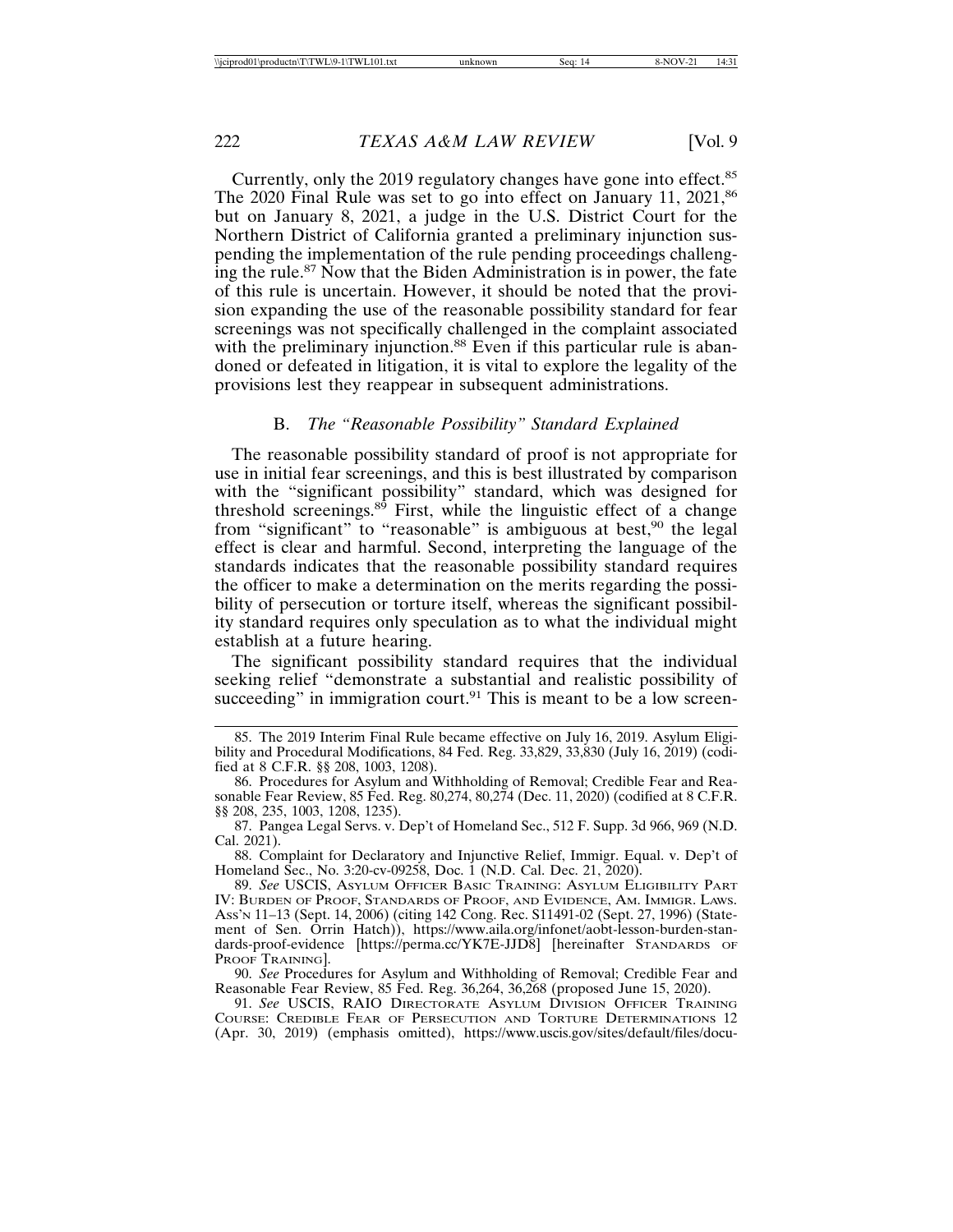Currently, only the 2019 regulatory changes have gone into effect.[85] The 2020 Final Rule was set to go into effect on January 11, 2021,[86] but on January 8, 2021, a judge in the U.S. District Court for the Northern District of California granted a preliminary injunction suspending the implementation of the rule pending proceedings challenging the rule.[87] Now that the Biden Administration is in power, the fate of this rule is uncertain. However, it should be noted that the provision expanding the use of the reasonable possibility standard for fear screenings was not specifically challenged in the complaint associated with the preliminary injunction.[88] Even if this particular rule is abandoned or defeated in litigation, it is vital to explore the legality of the provisions lest they reappear in subsequent administrations.

### B. *The "Reasonable Possibility" Standard Explained*

The reasonable possibility standard of proof is not appropriate for use in initial fear screenings, and this is best illustrated by comparison with the "significant possibility" standard, which was designed for threshold screenings.[89] First, while the linguistic effect of a change from "significant" to "reasonable" is ambiguous at best,[90] the legal effect is clear and harmful. Second, interpreting the language of the standards indicates that the reasonable possibility standard requires the officer to make a determination on the merits regarding the possibility of persecution or torture itself, whereas the significant possibility standard requires only speculation as to what the individual might establish at a future hearing.

The significant possibility standard requires that the individual seeking relief "demonstrate a substantial and realistic possibility of succeeding" in immigration court.[91] This is meant to be a low screen-

---

85. The 2019 Interim Final Rule became effective on July 16, 2019. Asylum Eligibility and Procedural Modifications, 84 Fed. Reg. 33,829, 33,830 (July 16, 2019) (codified at 8 C.F.R. §§ 208, 1003, 1208).

86. Procedures for Asylum and Withholding of Removal; Credible Fear and Reasonable Fear Review, 85 Fed. Reg. 80,274, 80,274 (Dec. 11, 2020) (codified at 8 C.F.R. §§ 208, 235, 1003, 1208, 1235).

87. Pangea Legal Servs. v. Dep't of Homeland Sec., 512 F. Supp. 3d 966, 969 (N.D. Cal. 2021).

88. Complaint for Declaratory and Injunctive Relief, Immigr. Equal. v. Dep't of Homeland Sec., No. 3:20-cv-09258, Doc. 1 (N.D. Cal. Dec. 21, 2020).

89. *See* USCIS, ASYLUM OFFICER BASIC TRAINING: ASYLUM ELIGIBILITY PART IV: BURDEN OF PROOF, STANDARDS OF PROOF, AND EVIDENCE, AM. IMMIGR. LAWS. ASS'N 11–13 (Sept. 14, 2006) (citing 142 Cong. Rec. S11491-02 (Sept. 27, 1996) (Statement of Sen. Orrin Hatch)), https://www.aila.org/infonet/aobt-lesson-burden-standards-proof-evidence [https://perma.cc/YK7E-JJD8] [hereinafter STANDARDS OF PROOF TRAINING].

90. *See* Procedures for Asylum and Withholding of Removal; Credible Fear and Reasonable Fear Review, 85 Fed. Reg. 36,264, 36,268 (proposed June 15, 2020).

91. *See* USCIS, RAIO DIRECTORATE ASYLUM DIVISION OFFICER TRAINING COURSE: CREDIBLE FEAR OF PERSECUTION AND TORTURE DETERMINATIONS 12 (Apr. 30, 2019) (emphasis omitted), https://www.uscis.gov/sites/default/files/docu-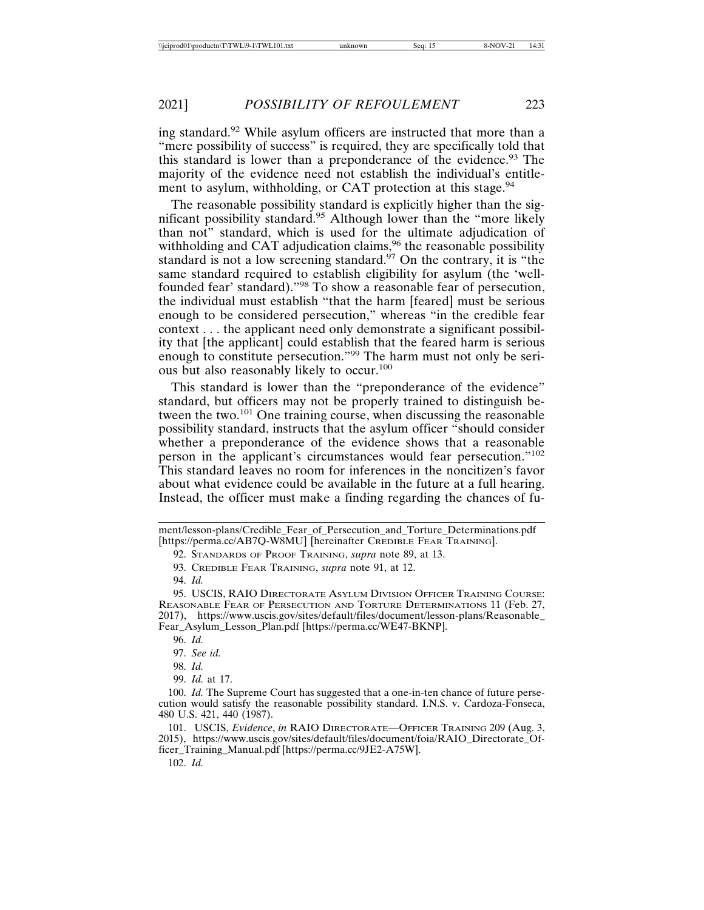ing standard.[92] While asylum officers are instructed that more than a "mere possibility of success" is required, they are specifically told that this standard is lower than a preponderance of the evidence.[93] The majority of the evidence need not establish the individual's entitlement to asylum, withholding, or CAT protection at this stage.[94]

The reasonable possibility standard is explicitly higher than the significant possibility standard.[95] Although lower than the "more likely than not" standard, which is used for the ultimate adjudication of withholding and CAT adjudication claims,[96] the reasonable possibility standard is not a low screening standard.[97] On the contrary, it is "the same standard required to establish eligibility for asylum (the 'well-founded fear' standard)."[98] To show a reasonable fear of persecution, the individual must establish "that the harm [feared] must be serious enough to be considered persecution," whereas "in the credible fear context . . . the applicant need only demonstrate a significant possibility that [the applicant] could establish that the feared harm is serious enough to constitute persecution."[99] The harm must not only be serious but also reasonably likely to occur.[100]

This standard is lower than the "preponderance of the evidence" standard, but officers may not be properly trained to distinguish between the two.[101] One training course, when discussing the reasonable possibility standard, instructs that the asylum officer "should consider whether a preponderance of the evidence shows that a reasonable person in the applicant's circumstances would fear persecution."[102] This standard leaves no room for inferences in the noncitizen's favor about what evidence could be available in the future at a full hearing. Instead, the officer must make a finding regarding the chances of fu-

---

ment/lesson-plans/Credible_Fear_of_Persecution_and_Torture_Determinations.pdf [https://perma.cc/AB7Q-W8MU] [hereinafter CREDIBLE FEAR TRAINING].

92. STANDARDS OF PROOF TRAINING, *supra* note 89, at 13.

93. CREDIBLE FEAR TRAINING, *supra* note 91, at 12.

94. *Id.*

95. USCIS, RAIO DIRECTORATE ASYLUM DIVISION OFFICER TRAINING COURSE: REASONABLE FEAR OF PERSECUTION AND TORTURE DETERMINATIONS 11 (Feb. 27, 2017), https://www.uscis.gov/sites/default/files/document/lesson-plans/Reasonable_Fear_Asylum_Lesson_Plan.pdf [https://perma.cc/WE47-BKNP].

96. *Id.*

97. *See id.*

98. *Id.*

99. *Id.* at 17.

100. *Id.* The Supreme Court has suggested that a one-in-ten chance of future persecution would satisfy the reasonable possibility standard. I.N.S. v. Cardoza-Fonseca, 480 U.S. 421, 440 (1987).

101. USCIS, *Evidence*, *in* RAIO DIRECTORATE—OFFICER TRAINING 209 (Aug. 3, 2015), https://www.uscis.gov/sites/default/files/document/foia/RAIO_Directorate_Officer_Training_Manual.pdf [https://perma.cc/9JE2-A75W].

102. *Id.*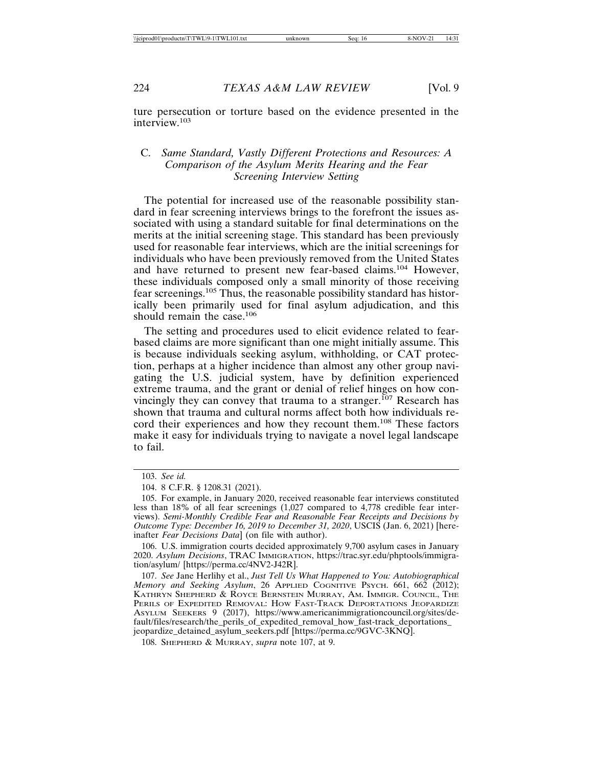ture persecution or torture based on the evidence presented in the interview.[103]

### C. *Same Standard, Vastly Different Protections and Resources: A Comparison of the Asylum Merits Hearing and the Fear Screening Interview Setting*

The potential for increased use of the reasonable possibility standard in fear screening interviews brings to the forefront the issues associated with using a standard suitable for final determinations on the merits at the initial screening stage. This standard has been previously used for reasonable fear interviews, which are the initial screenings for individuals who have been previously removed from the United States and have returned to present new fear-based claims.[104] However, these individuals composed only a small minority of those receiving fear screenings.[105] Thus, the reasonable possibility standard has historically been primarily used for final asylum adjudication, and this should remain the case.[106]

The setting and procedures used to elicit evidence related to fear-based claims are more significant than one might initially assume. This is because individuals seeking asylum, withholding, or CAT protection, perhaps at a higher incidence than almost any other group navigating the U.S. judicial system, have by definition experienced extreme trauma, and the grant or denial of relief hinges on how convincingly they can convey that trauma to a stranger.[107] Research has shown that trauma and cultural norms affect both how individuals record their experiences and how they recount them.[108] These factors make it easy for individuals trying to navigate a novel legal landscape to fail.

---

103. *See id.*

104. 8 C.F.R. § 1208.31 (2021).

105. For example, in January 2020, received reasonable fear interviews constituted less than 18% of all fear screenings (1,027 compared to 4,778 credible fear interviews). *Semi-Monthly Credible Fear and Reasonable Fear Receipts and Decisions by Outcome Type: December 16, 2019 to December 31, 2020*, USCIS (Jan. 6, 2021) [hereinafter *Fear Decisions Data*] (on file with author).

106. U.S. immigration courts decided approximately 9,700 asylum cases in January 2020. *Asylum Decisions*, TRAC IMMIGRATION, https://trac.syr.edu/phptools/immigration/asylum/ [https://perma.cc/4NV2-J42R].

107. *See* Jane Herlihy et al., *Just Tell Us What Happened to You: Autobiographical Memory and Seeking Asylum*, 26 APPLIED COGNITIVE PSYCH. 661, 662 (2012); KATHRYN SHEPHERD & ROYCE BERNSTEIN MURRAY, AM. IMMIGR. COUNCIL, THE PERILS OF EXPEDITED REMOVAL: HOW FAST-TRACK DEPORTATIONS JEOPARDIZE ASYLUM SEEKERS 9 (2017), https://www.americanimmigrationcouncil.org/sites/default/files/research/the_perils_of_expedited_removal_how_fast-track_deportations_jeopardize_detained_asylum_seekers.pdf [https://perma.cc/9GVC-3KNQ].

108. SHEPHERD & MURRAY, *supra* note 107, at 9.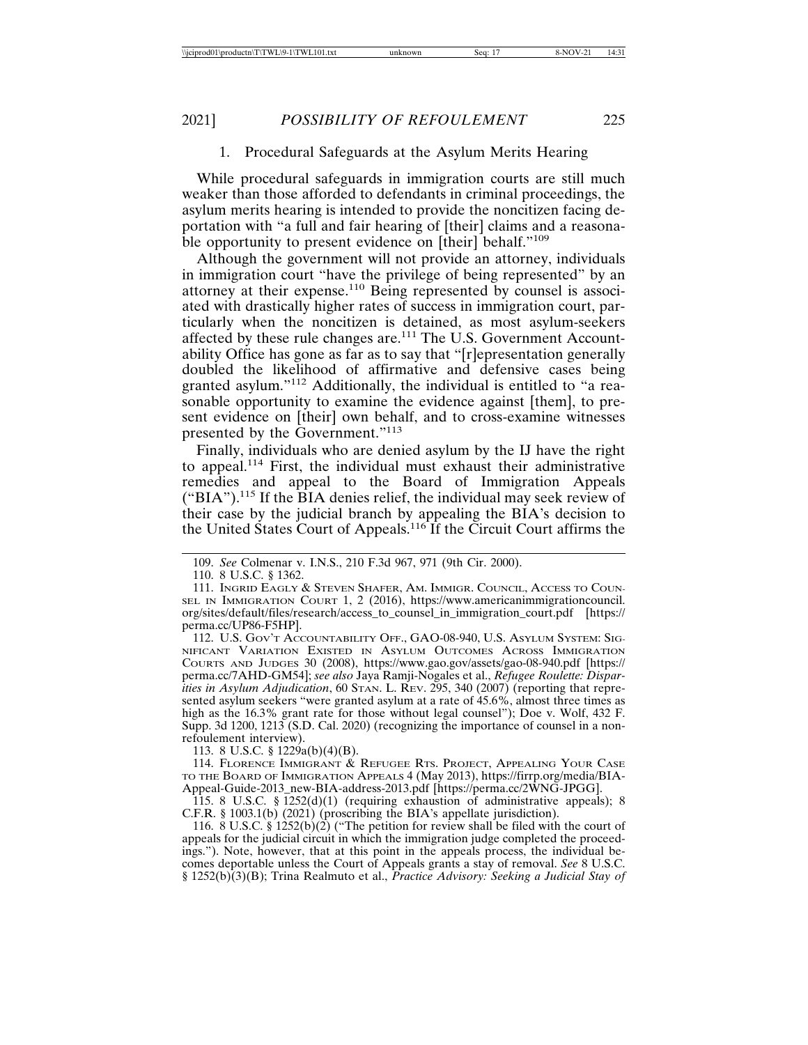### 1. Procedural Safeguards at the Asylum Merits Hearing

While procedural safeguards in immigration courts are still much weaker than those afforded to defendants in criminal proceedings, the asylum merits hearing is intended to provide the noncitizen facing deportation with "a full and fair hearing of [their] claims and a reasonable opportunity to present evidence on [their] behalf."[109]

Although the government will not provide an attorney, individuals in immigration court "have the privilege of being represented" by an attorney at their expense.[110] Being represented by counsel is associated with drastically higher rates of success in immigration court, particularly when the noncitizen is detained, as most asylum-seekers affected by these rule changes are.[111] The U.S. Government Accountability Office has gone as far as to say that "[r]epresentation generally doubled the likelihood of affirmative and defensive cases being granted asylum."[112] Additionally, the individual is entitled to "a reasonable opportunity to examine the evidence against [them], to present evidence on [their] own behalf, and to cross-examine witnesses presented by the Government."[113]

Finally, individuals who are denied asylum by the IJ have the right to appeal.[114] First, the individual must exhaust their administrative remedies and appeal to the Board of Immigration Appeals ("BIA").[115] If the BIA denies relief, the individual may seek review of their case by the judicial branch by appealing the BIA's decision to the United States Court of Appeals.[116] If the Circuit Court affirms the

---

109. *See* Colmenar v. I.N.S., 210 F.3d 967, 971 (9th Cir. 2000).

110. 8 U.S.C. § 1362.

111. Ingrid Eagly & Steven Shafer, Am. Immigr. Council, Access to Counsel in Immigration Court 1, 2 (2016), https://www.americanimmigrationcouncil.org/sites/default/files/research/access_to_counsel_in_immigration_court.pdf [https://perma.cc/UP86-F5HP].

112. U.S. Gov't Accountability Off., GAO-08-940, U.S. Asylum System: Significant Variation Existed in Asylum Outcomes Across Immigration Courts and Judges 30 (2008), https://www.gao.gov/assets/gao-08-940.pdf [https://perma.cc/7AHD-GM54]; *see also* Jaya Ramji-Nogales et al., *Refugee Roulette: Disparities in Asylum Adjudication*, 60 Stan. L. Rev. 295, 340 (2007) (reporting that represented asylum seekers "were granted asylum at a rate of 45.6%, almost three times as high as the 16.3% grant rate for those without legal counsel"); Doe v. Wolf, 432 F. Supp. 3d 1200, 1213 (S.D. Cal. 2020) (recognizing the importance of counsel in a non-refoulement interview).

113. 8 U.S.C. § 1229a(b)(4)(B).

114. Florence Immigrant & Refugee Rts. Project, Appealing Your Case to the Board of Immigration Appeals 4 (May 2013), https://firrp.org/media/BIA-Appeal-Guide-2013_new-BIA-address-2013.pdf [https://perma.cc/2WNG-JPGG].

115. 8 U.S.C. § 1252(d)(1) (requiring exhaustion of administrative appeals); 8 C.F.R. § 1003.1(b) (2021) (proscribing the BIA's appellate jurisdiction).

116. 8 U.S.C. § 1252(b)(2) ("The petition for review shall be filed with the court of appeals for the judicial circuit in which the immigration judge completed the proceedings."). Note, however, that at this point in the appeals process, the individual becomes deportable unless the Court of Appeals grants a stay of removal. *See* 8 U.S.C. § 1252(b)(3)(B); Trina Realmuto et al., *Practice Advisory: Seeking a Judicial Stay of*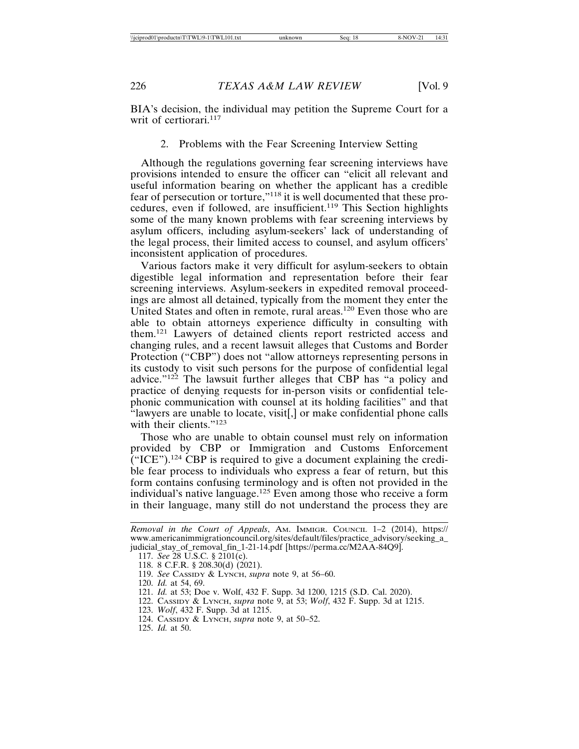BIA's decision, the individual may petition the Supreme Court for a writ of certiorari.[117]

### 2. Problems with the Fear Screening Interview Setting

Although the regulations governing fear screening interviews have provisions intended to ensure the officer can "elicit all relevant and useful information bearing on whether the applicant has a credible fear of persecution or torture,"[118] it is well documented that these procedures, even if followed, are insufficient.[119] This Section highlights some of the many known problems with fear screening interviews by asylum officers, including asylum-seekers' lack of understanding of the legal process, their limited access to counsel, and asylum officers' inconsistent application of procedures.

Various factors make it very difficult for asylum-seekers to obtain digestible legal information and representation before their fear screening interviews. Asylum-seekers in expedited removal proceedings are almost all detained, typically from the moment they enter the United States and often in remote, rural areas.[120] Even those who are able to obtain attorneys experience difficulty in consulting with them.[121] Lawyers of detained clients report restricted access and changing rules, and a recent lawsuit alleges that Customs and Border Protection ("CBP") does not "allow attorneys representing persons in its custody to visit such persons for the purpose of confidential legal advice."[122] The lawsuit further alleges that CBP has "a policy and practice of denying requests for in-person visits or confidential telephonic communication with counsel at its holding facilities" and that "lawyers are unable to locate, visit[,] or make confidential phone calls with their clients."[123]

Those who are unable to obtain counsel must rely on information provided by CBP or Immigration and Customs Enforcement ("ICE").[124] CBP is required to give a document explaining the credible fear process to individuals who express a fear of return, but this form contains confusing terminology and is often not provided in the individual's native language.[125] Even among those who receive a form in their language, many still do not understand the process they are

---

*Removal in the Court of Appeals*, AM. IMMIGR. COUNCIL 1–2 (2014), https://www.americanimmigrationcouncil.org/sites/default/files/practice_advisory/seeking_a_judicial_stay_of_removal_fin_1-21-14.pdf [https://perma.cc/M2AA-84Q9].

117. *See* 28 U.S.C. § 2101(c).

118. 8 C.F.R. § 208.30(d) (2021).

119. *See* CASSIDY & LYNCH, *supra* note 9, at 56–60.

120. *Id.* at 54, 69.

121. *Id.* at 53; Doe v. Wolf, 432 F. Supp. 3d 1200, 1215 (S.D. Cal. 2020).

122. CASSIDY & LYNCH, *supra* note 9, at 53; *Wolf*, 432 F. Supp. 3d at 1215.

123. *Wolf*, 432 F. Supp. 3d at 1215.

124. CASSIDY & LYNCH, *supra* note 9, at 50–52.

125. *Id.* at 50.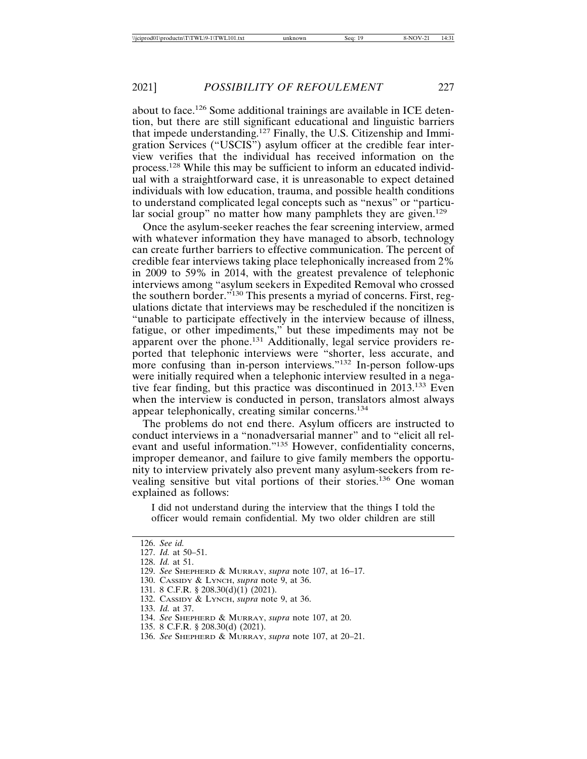about to face.[126] Some additional trainings are available in ICE detention, but there are still significant educational and linguistic barriers that impede understanding.[127] Finally, the U.S. Citizenship and Immigration Services ("USCIS") asylum officer at the credible fear interview verifies that the individual has received information on the process.[128] While this may be sufficient to inform an educated individual with a straightforward case, it is unreasonable to expect detained individuals with low education, trauma, and possible health conditions to understand complicated legal concepts such as "nexus" or "particular social group" no matter how many pamphlets they are given.[129]

Once the asylum-seeker reaches the fear screening interview, armed with whatever information they have managed to absorb, technology can create further barriers to effective communication. The percent of credible fear interviews taking place telephonically increased from 2% in 2009 to 59% in 2014, with the greatest prevalence of telephonic interviews among "asylum seekers in Expedited Removal who crossed the southern border."[130] This presents a myriad of concerns. First, regulations dictate that interviews may be rescheduled if the noncitizen is "unable to participate effectively in the interview because of illness, fatigue, or other impediments," but these impediments may not be apparent over the phone.[131] Additionally, legal service providers reported that telephonic interviews were "shorter, less accurate, and more confusing than in-person interviews."[132] In-person follow-ups were initially required when a telephonic interview resulted in a negative fear finding, but this practice was discontinued in 2013.[133] Even when the interview is conducted in person, translators almost always appear telephonically, creating similar concerns.[134]

The problems do not end there. Asylum officers are instructed to conduct interviews in a "nonadversarial manner" and to "elicit all relevant and useful information."[135] However, confidentiality concerns, improper demeanor, and failure to give family members the opportunity to interview privately also prevent many asylum-seekers from revealing sensitive but vital portions of their stories.[136] One woman explained as follows:

> I did not understand during the interview that the things I told the officer would remain confidential. My two older children are still

---

126. *See id.*
127. *Id.* at 50–51.
128. *Id.* at 51.
129. *See* Shepherd & Murray, *supra* note 107, at 16–17.
130. Cassidy & Lynch, *supra* note 9, at 36.
131. 8 C.F.R. § 208.30(d)(1) (2021).
132. Cassidy & Lynch, *supra* note 9, at 36.
133. *Id.* at 37.
134. *See* Shepherd & Murray, *supra* note 107, at 20.
135. 8 C.F.R. § 208.30(d) (2021).
136. *See* Shepherd & Murray, *supra* note 107, at 20–21.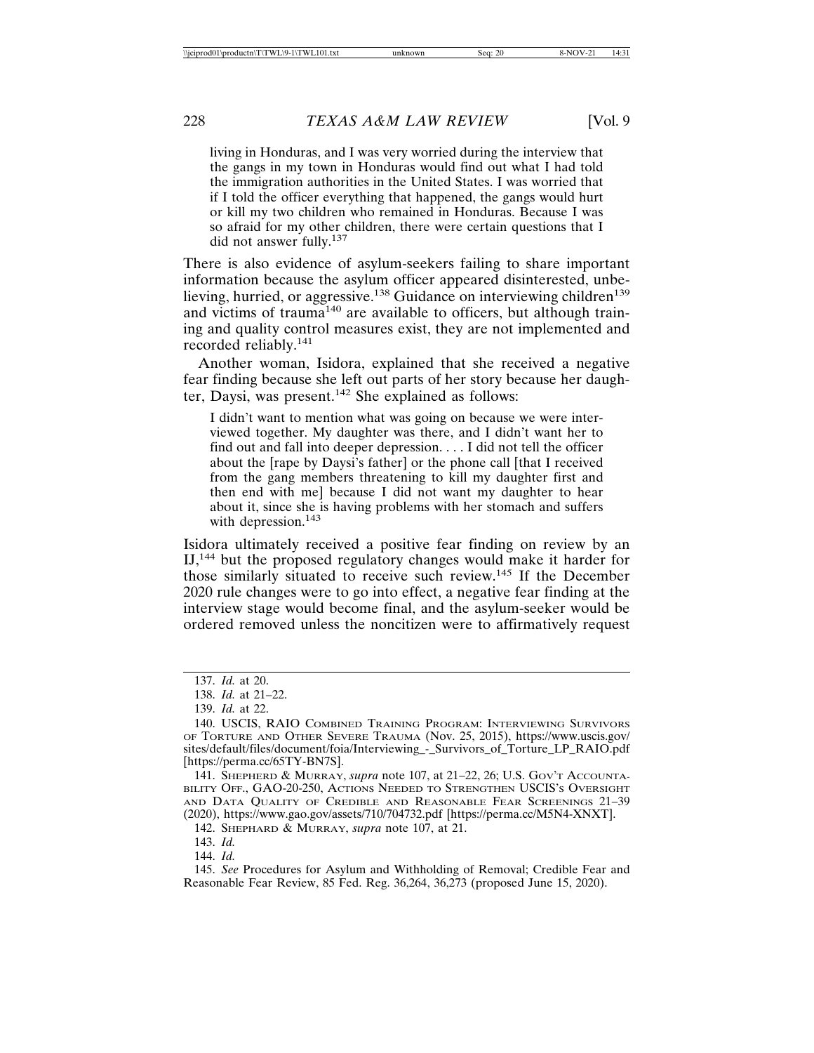> living in Honduras, and I was very worried during the interview that the gangs in my town in Honduras would find out what I had told the immigration authorities in the United States. I was worried that if I told the officer everything that happened, the gangs would hurt or kill my two children who remained in Honduras. Because I was so afraid for my other children, there were certain questions that I did not answer fully.[137]

There is also evidence of asylum-seekers failing to share important information because the asylum officer appeared disinterested, unbelieving, hurried, or aggressive.[138] Guidance on interviewing children[139] and victims of trauma[140] are available to officers, but although training and quality control measures exist, they are not implemented and recorded reliably.[141]

Another woman, Isidora, explained that she received a negative fear finding because she left out parts of her story because her daughter, Daysi, was present.[142] She explained as follows:

> I didn't want to mention what was going on because we were interviewed together. My daughter was there, and I didn't want her to find out and fall into deeper depression. . . . I did not tell the officer about the [rape by Daysi's father] or the phone call [that I received from the gang members threatening to kill my daughter first and then end with me] because I did not want my daughter to hear about it, since she is having problems with her stomach and suffers with depression.[143]

Isidora ultimately received a positive fear finding on review by an IJ,[144] but the proposed regulatory changes would make it harder for those similarly situated to receive such review.[145] If the December 2020 rule changes were to go into effect, a negative fear finding at the interview stage would become final, and the asylum-seeker would be ordered removed unless the noncitizen were to affirmatively request

---

137. *Id.* at 20.

138. *Id.* at 21–22.

139. *Id.* at 22.

140. USCIS, RAIO Combined Training Program: Interviewing Survivors of Torture and Other Severe Trauma (Nov. 25, 2015), https://www.uscis.gov/sites/default/files/document/foia/Interviewing_-_Survivors_of_Torture_LP_RAIO.pdf [https://perma.cc/65TY-BN7S].

141. Shepherd & Murray, *supra* note 107, at 21–22, 26; U.S. Gov't Accountability Off., GAO-20-250, Actions Needed to Strengthen USCIS's Oversight and Data Quality of Credible and Reasonable Fear Screenings 21–39 (2020), https://www.gao.gov/assets/710/704732.pdf [https://perma.cc/M5N4-XNXT].

142. Shephard & Murray, *supra* note 107, at 21.

143. *Id.*

144. *Id.*

145. *See* Procedures for Asylum and Withholding of Removal; Credible Fear and Reasonable Fear Review, 85 Fed. Reg. 36,264, 36,273 (proposed June 15, 2020).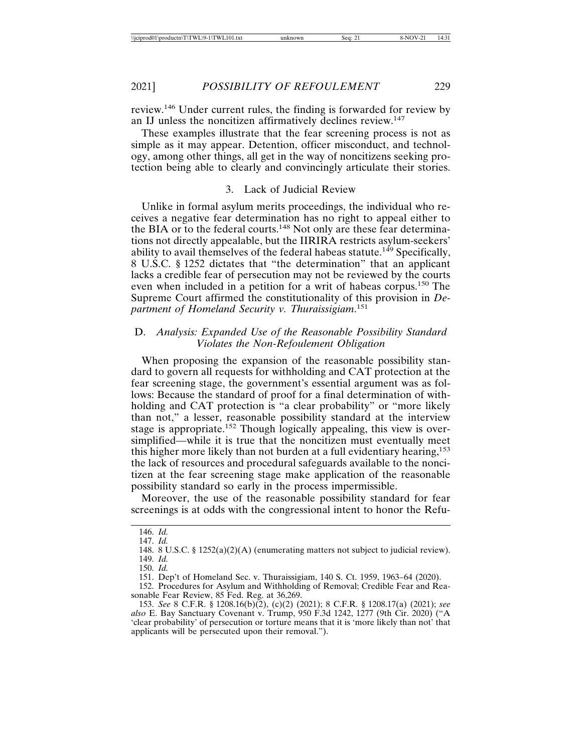review.[146] Under current rules, the finding is forwarded for review by an IJ unless the noncitizen affirmatively declines review.[147]

These examples illustrate that the fear screening process is not as simple as it may appear. Detention, officer misconduct, and technology, among other things, all get in the way of noncitizens seeking protection being able to clearly and convincingly articulate their stories.

### 3. Lack of Judicial Review

Unlike in formal asylum merits proceedings, the individual who receives a negative fear determination has no right to appeal either to the BIA or to the federal courts.[148] Not only are these fear determinations not directly appealable, but the IIRIRA restricts asylum-seekers' ability to avail themselves of the federal habeas statute.[149] Specifically, 8 U.S.C. § 1252 dictates that "the determination" that an applicant lacks a credible fear of persecution may not be reviewed by the courts even when included in a petition for a writ of habeas corpus.[150] The Supreme Court affirmed the constitutionality of this provision in *Department of Homeland Security v. Thuraissigiam*.[151]

## D. *Analysis: Expanded Use of the Reasonable Possibility Standard Violates the Non-Refoulement Obligation*

When proposing the expansion of the reasonable possibility standard to govern all requests for withholding and CAT protection at the fear screening stage, the government's essential argument was as follows: Because the standard of proof for a final determination of withholding and CAT protection is "a clear probability" or "more likely than not," a lesser, reasonable possibility standard at the interview stage is appropriate.[152] Though logically appealing, this view is oversimplified—while it is true that the noncitizen must eventually meet this higher more likely than not burden at a full evidentiary hearing,[153] the lack of resources and procedural safeguards available to the noncitizen at the fear screening stage make application of the reasonable possibility standard so early in the process impermissible.

Moreover, the use of the reasonable possibility standard for fear screenings is at odds with the congressional intent to honor the Refu-

146. *Id.*

147. *Id.*

148. 8 U.S.C. § 1252(a)(2)(A) (enumerating matters not subject to judicial review).

149. *Id.*

150. *Id.*

151. Dep't of Homeland Sec. v. Thuraissigiam, 140 S. Ct. 1959, 1963–64 (2020).

152. Procedures for Asylum and Withholding of Removal; Credible Fear and Reasonable Fear Review, 85 Fed. Reg. at 36,269.

153. *See* 8 C.F.R. § 1208.16(b)(2), (c)(2) (2021); 8 C.F.R. § 1208.17(a) (2021); *see also* E. Bay Sanctuary Covenant v. Trump, 950 F.3d 1242, 1277 (9th Cir. 2020) ("A 'clear probability' of persecution or torture means that it is 'more likely than not' that applicants will be persecuted upon their removal.").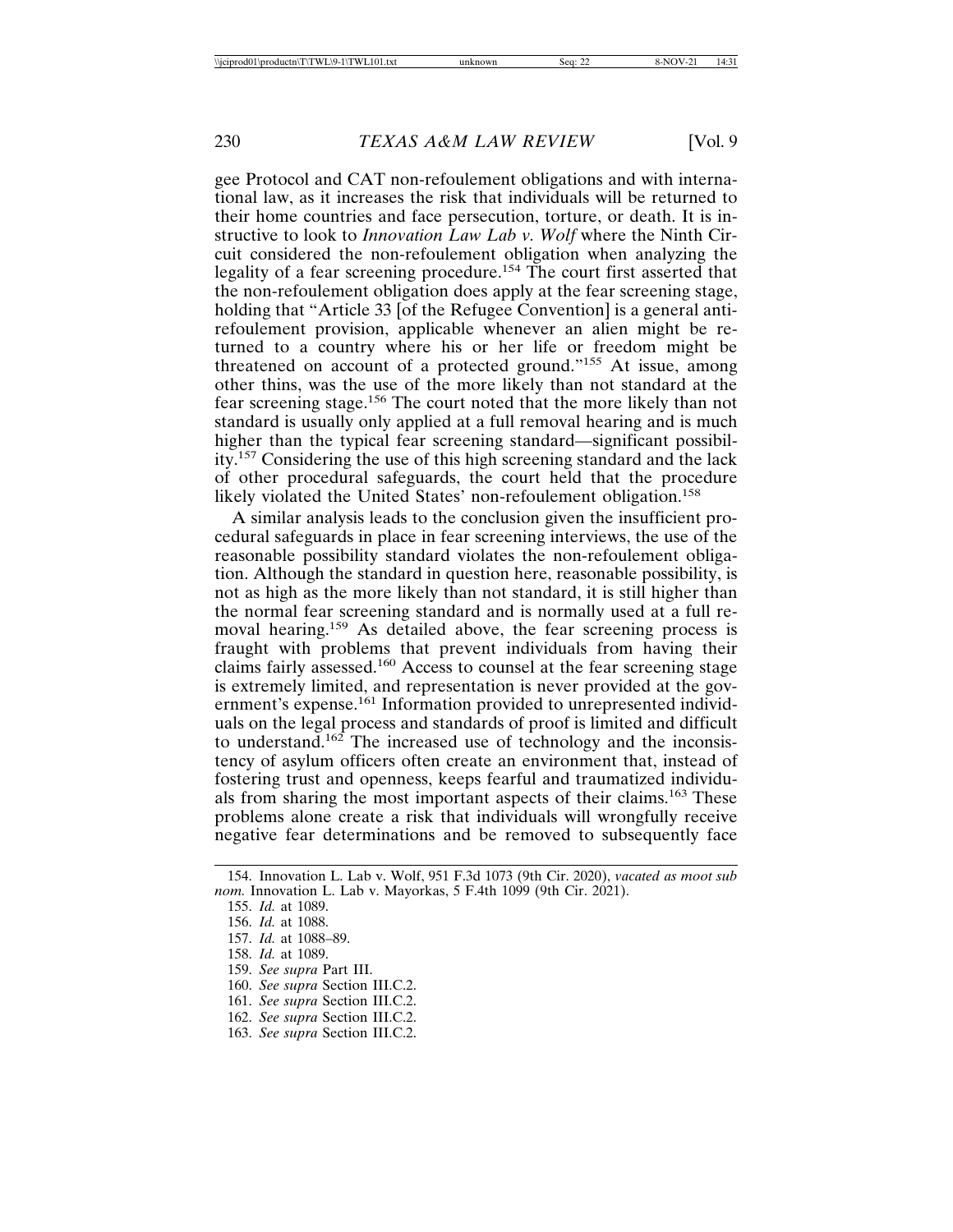gee Protocol and CAT non-refoulement obligations and with international law, as it increases the risk that individuals will be returned to their home countries and face persecution, torture, or death. It is instructive to look to *Innovation Law Lab v. Wolf* where the Ninth Circuit considered the non-refoulement obligation when analyzing the legality of a fear screening procedure.[154] The court first asserted that the non-refoulement obligation does apply at the fear screening stage, holding that "Article 33 [of the Refugee Convention] is a general anti-refoulement provision, applicable whenever an alien might be returned to a country where his or her life or freedom might be threatened on account of a protected ground."[155] At issue, among other thins, was the use of the more likely than not standard at the fear screening stage.[156] The court noted that the more likely than not standard is usually only applied at a full removal hearing and is much higher than the typical fear screening standard—significant possibility.[157] Considering the use of this high screening standard and the lack of other procedural safeguards, the court held that the procedure likely violated the United States' non-refoulement obligation.[158]

A similar analysis leads to the conclusion given the insufficient procedural safeguards in place in fear screening interviews, the use of the reasonable possibility standard violates the non-refoulement obligation. Although the standard in question here, reasonable possibility, is not as high as the more likely than not standard, it is still higher than the normal fear screening standard and is normally used at a full removal hearing.[159] As detailed above, the fear screening process is fraught with problems that prevent individuals from having their claims fairly assessed.[160] Access to counsel at the fear screening stage is extremely limited, and representation is never provided at the government's expense.[161] Information provided to unrepresented individuals on the legal process and standards of proof is limited and difficult to understand.[162] The increased use of technology and the inconsistency of asylum officers often create an environment that, instead of fostering trust and openness, keeps fearful and traumatized individuals from sharing the most important aspects of their claims.[163] These problems alone create a risk that individuals will wrongfully receive negative fear determinations and be removed to subsequently face

---

154. Innovation L. Lab v. Wolf, 951 F.3d 1073 (9th Cir. 2020), *vacated as moot sub nom.* Innovation L. Lab v. Mayorkas, 5 F.4th 1099 (9th Cir. 2021).

155. *Id.* at 1089.

156. *Id.* at 1088.

157. *Id.* at 1088–89.

158. *Id.* at 1089.

159. *See supra* Part III.

160. *See supra* Section III.C.2.

161. *See supra* Section III.C.2.

162. *See supra* Section III.C.2.

163. *See supra* Section III.C.2.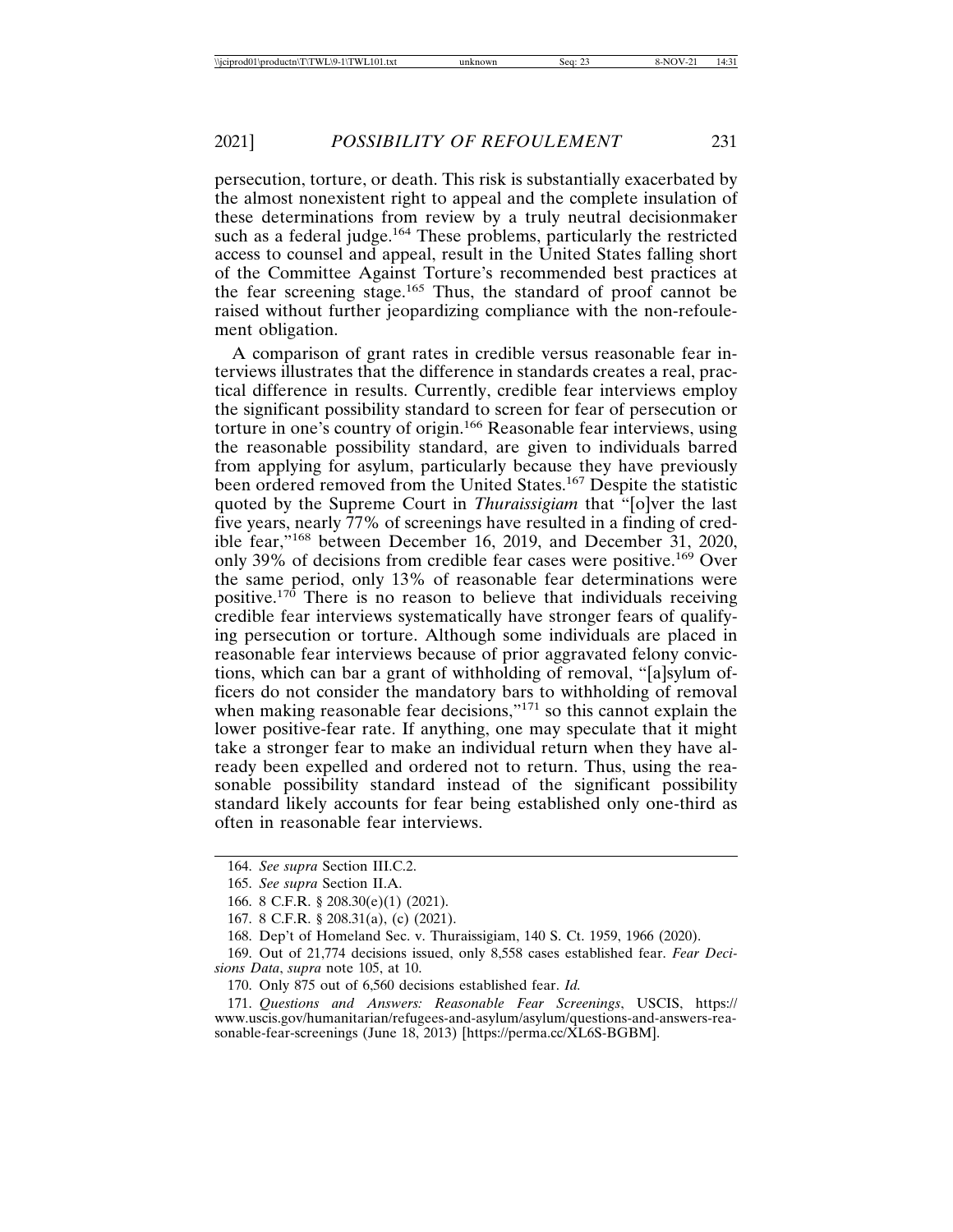persecution, torture, or death. This risk is substantially exacerbated by the almost nonexistent right to appeal and the complete insulation of these determinations from review by a truly neutral decisionmaker such as a federal judge.[164] These problems, particularly the restricted access to counsel and appeal, result in the United States falling short of the Committee Against Torture's recommended best practices at the fear screening stage.[165] Thus, the standard of proof cannot be raised without further jeopardizing compliance with the non-refoulement obligation.

A comparison of grant rates in credible versus reasonable fear interviews illustrates that the difference in standards creates a real, practical difference in results. Currently, credible fear interviews employ the significant possibility standard to screen for fear of persecution or torture in one's country of origin.[166] Reasonable fear interviews, using the reasonable possibility standard, are given to individuals barred from applying for asylum, particularly because they have previously been ordered removed from the United States.[167] Despite the statistic quoted by the Supreme Court in *Thuraissigiam* that "[o]ver the last five years, nearly 77% of screenings have resulted in a finding of credible fear,"[168] between December 16, 2019, and December 31, 2020, only 39% of decisions from credible fear cases were positive.[169] Over the same period, only 13% of reasonable fear determinations were positive.[170] There is no reason to believe that individuals receiving credible fear interviews systematically have stronger fears of qualifying persecution or torture. Although some individuals are placed in reasonable fear interviews because of prior aggravated felony convictions, which can bar a grant of withholding of removal, "[a]sylum officers do not consider the mandatory bars to withholding of removal when making reasonable fear decisions,"[171] so this cannot explain the lower positive-fear rate. If anything, one may speculate that it might take a stronger fear to make an individual return when they have already been expelled and ordered not to return. Thus, using the reasonable possibility standard instead of the significant possibility standard likely accounts for fear being established only one-third as often in reasonable fear interviews.

---

164. *See supra* Section III.C.2.

165. *See supra* Section II.A.

166. 8 C.F.R. § 208.30(e)(1) (2021).

167. 8 C.F.R. § 208.31(a), (c) (2021).

168. Dep't of Homeland Sec. v. Thuraissigiam, 140 S. Ct. 1959, 1966 (2020).

169. Out of 21,774 decisions issued, only 8,558 cases established fear. *Fear Decisions Data*, *supra* note 105, at 10.

170. Only 875 out of 6,560 decisions established fear. *Id.*

171. *Questions and Answers: Reasonable Fear Screenings*, USCIS, https://www.uscis.gov/humanitarian/refugees-and-asylum/asylum/questions-and-answers-reasonable-fear-screenings (June 18, 2013) [https://perma.cc/XL6S-BGBM].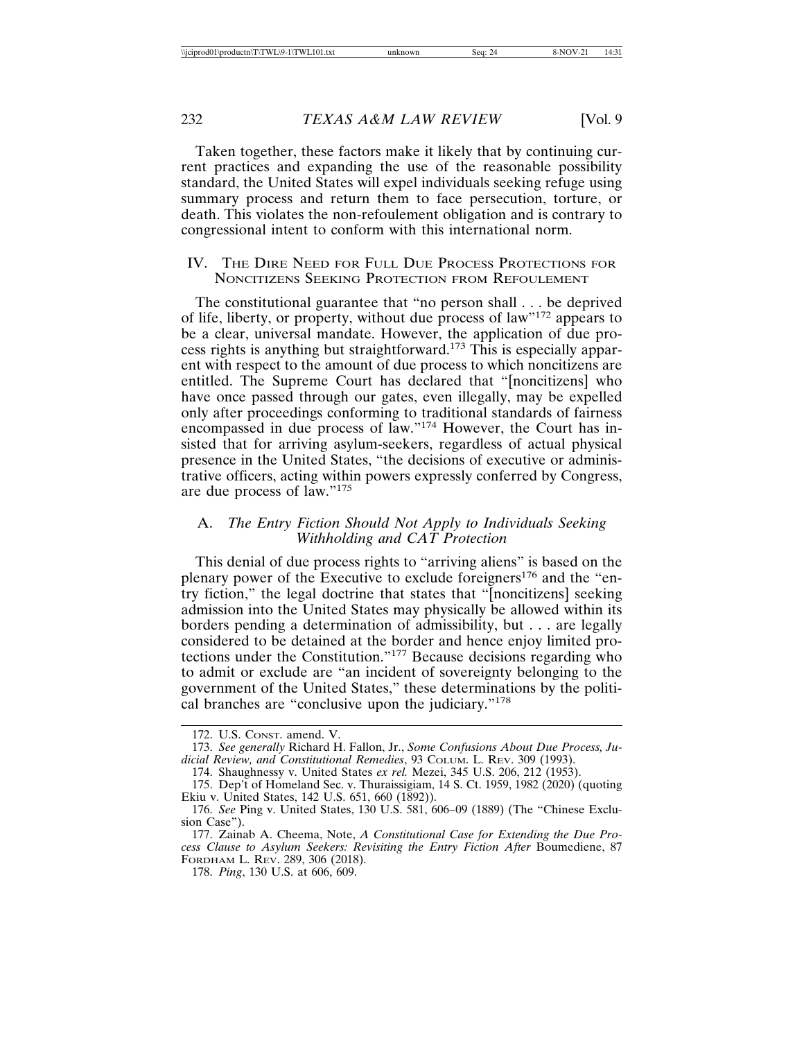Taken together, these factors make it likely that by continuing current practices and expanding the use of the reasonable possibility standard, the United States will expel individuals seeking refuge using summary process and return them to face persecution, torture, or death. This violates the non-refoulement obligation and is contrary to congressional intent to conform with this international norm.

## IV. The Dire Need for Full Due Process Protections for Noncitizens Seeking Protection from Refoulement

The constitutional guarantee that "no person shall . . . be deprived of life, liberty, or property, without due process of law"[172] appears to be a clear, universal mandate. However, the application of due process rights is anything but straightforward.[173] This is especially apparent with respect to the amount of due process to which noncitizens are entitled. The Supreme Court has declared that "[noncitizens] who have once passed through our gates, even illegally, may be expelled only after proceedings conforming to traditional standards of fairness encompassed in due process of law."[174] However, the Court has insisted that for arriving asylum-seekers, regardless of actual physical presence in the United States, "the decisions of executive or administrative officers, acting within powers expressly conferred by Congress, are due process of law."[175]

### A. *The Entry Fiction Should Not Apply to Individuals Seeking Withholding and CAT Protection*

This denial of due process rights to "arriving aliens" is based on the plenary power of the Executive to exclude foreigners[176] and the "entry fiction," the legal doctrine that states that "[noncitizens] seeking admission into the United States may physically be allowed within its borders pending a determination of admissibility, but . . . are legally considered to be detained at the border and hence enjoy limited protections under the Constitution."[177] Because decisions regarding who to admit or exclude are "an incident of sovereignty belonging to the government of the United States," these determinations by the political branches are "conclusive upon the judiciary."[178]

---

172. U.S. Const. amend. V.

173. *See generally* Richard H. Fallon, Jr., *Some Confusions About Due Process, Judicial Review, and Constitutional Remedies*, 93 Colum. L. Rev. 309 (1993).

174. Shaughnessy v. United States *ex rel.* Mezei, 345 U.S. 206, 212 (1953).

175. Dep't of Homeland Sec. v. Thuraissigiam, 14 S. Ct. 1959, 1982 (2020) (quoting Ekiu v. United States, 142 U.S. 651, 660 (1892)).

176. *See* Ping v. United States, 130 U.S. 581, 606–09 (1889) (The "Chinese Exclusion Case").

177. Zainab A. Cheema, Note, *A Constitutional Case for Extending the Due Process Clause to Asylum Seekers: Revisiting the Entry Fiction After* Boumediene, 87 Fordham L. Rev. 289, 306 (2018).

178. *Ping*, 130 U.S. at 606, 609.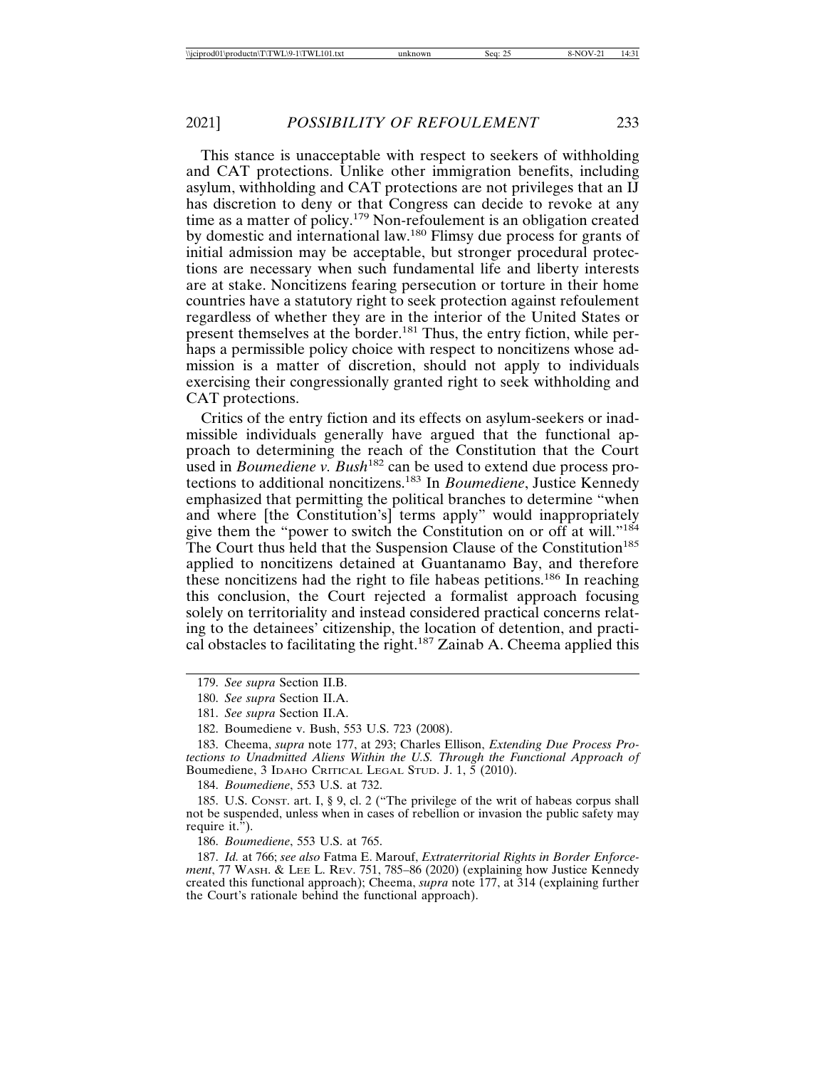This stance is unacceptable with respect to seekers of withholding and CAT protections. Unlike other immigration benefits, including asylum, withholding and CAT protections are not privileges that an IJ has discretion to deny or that Congress can decide to revoke at any time as a matter of policy.[179] Non-refoulement is an obligation created by domestic and international law.[180] Flimsy due process for grants of initial admission may be acceptable, but stronger procedural protections are necessary when such fundamental life and liberty interests are at stake. Noncitizens fearing persecution or torture in their home countries have a statutory right to seek protection against refoulement regardless of whether they are in the interior of the United States or present themselves at the border.[181] Thus, the entry fiction, while perhaps a permissible policy choice with respect to noncitizens whose admission is a matter of discretion, should not apply to individuals exercising their congressionally granted right to seek withholding and CAT protections.

Critics of the entry fiction and its effects on asylum-seekers or inadmissible individuals generally have argued that the functional approach to determining the reach of the Constitution that the Court used in *Boumediene v. Bush*[182] can be used to extend due process protections to additional noncitizens.[183] In *Boumediene*, Justice Kennedy emphasized that permitting the political branches to determine "when and where [the Constitution's] terms apply" would inappropriately give them the "power to switch the Constitution on or off at will."[184] The Court thus held that the Suspension Clause of the Constitution[185] applied to noncitizens detained at Guantanamo Bay, and therefore these noncitizens had the right to file habeas petitions.[186] In reaching this conclusion, the Court rejected a formalist approach focusing solely on territoriality and instead considered practical concerns relating to the detainees' citizenship, the location of detention, and practical obstacles to facilitating the right.[187] Zainab A. Cheema applied this

---

179. *See supra* Section II.B.

180. *See supra* Section II.A.

181. *See supra* Section II.A.

182. Boumediene v. Bush, 553 U.S. 723 (2008).

183. Cheema, *supra* note 177, at 293; Charles Ellison, *Extending Due Process Protections to Unadmitted Aliens Within the U.S. Through the Functional Approach of* Boumediene, 3 IDAHO CRITICAL LEGAL STUD. J. 1, 5 (2010).

184. *Boumediene*, 553 U.S. at 732.

185. U.S. CONST. art. I, § 9, cl. 2 ("The privilege of the writ of habeas corpus shall not be suspended, unless when in cases of rebellion or invasion the public safety may require it.").

186. *Boumediene*, 553 U.S. at 765.

187. *Id.* at 766; *see also* Fatma E. Marouf, *Extraterritorial Rights in Border Enforcement*, 77 WASH. & LEE L. REV. 751, 785–86 (2020) (explaining how Justice Kennedy created this functional approach); Cheema, *supra* note 177, at 314 (explaining further the Court's rationale behind the functional approach).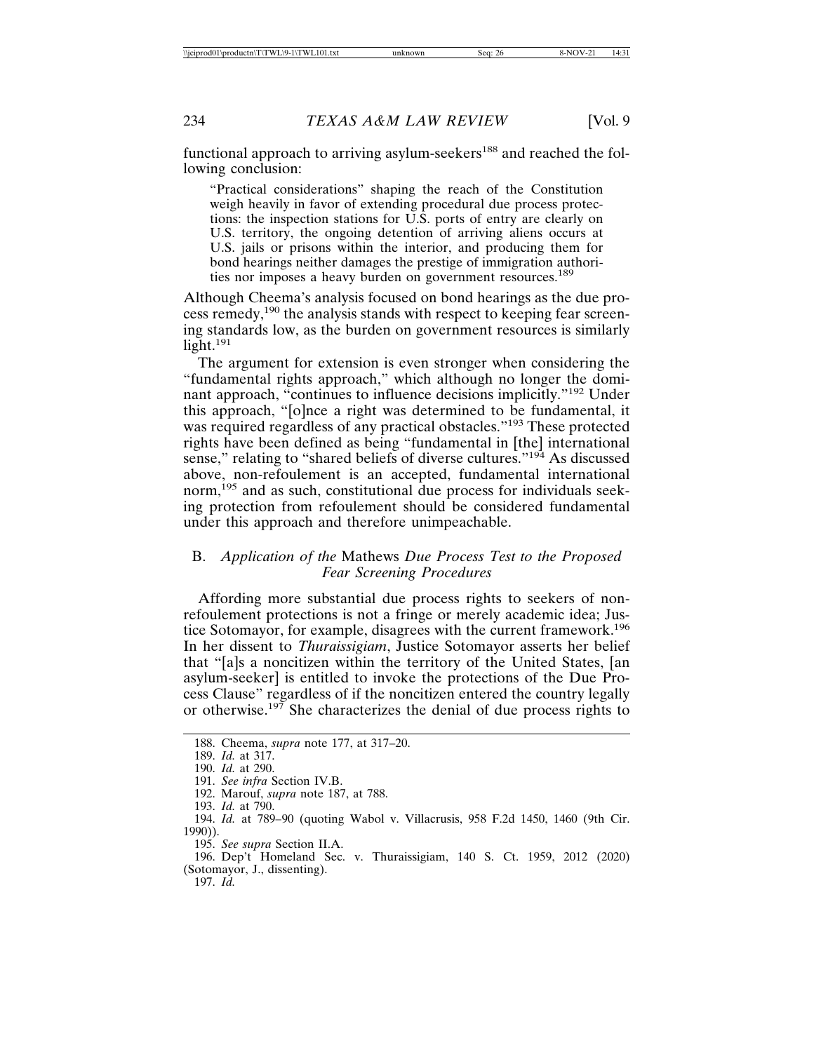functional approach to arriving asylum-seekers[188] and reached the following conclusion:

> "Practical considerations" shaping the reach of the Constitution weigh heavily in favor of extending procedural due process protections: the inspection stations for U.S. ports of entry are clearly on U.S. territory, the ongoing detention of arriving aliens occurs at U.S. jails or prisons within the interior, and producing them for bond hearings neither damages the prestige of immigration authorities nor imposes a heavy burden on government resources.[189]

Although Cheema's analysis focused on bond hearings as the due process remedy,[190] the analysis stands with respect to keeping fear screening standards low, as the burden on government resources is similarly light.[191]

The argument for extension is even stronger when considering the "fundamental rights approach," which although no longer the dominant approach, "continues to influence decisions implicitly."[192] Under this approach, "[o]nce a right was determined to be fundamental, it was required regardless of any practical obstacles."[193] These protected rights have been defined as being "fundamental in [the] international sense," relating to "shared beliefs of diverse cultures."[194] As discussed above, non-refoulement is an accepted, fundamental international norm,[195] and as such, constitutional due process for individuals seeking protection from refoulement should be considered fundamental under this approach and therefore unimpeachable.

### B. *Application of the* Mathews *Due Process Test to the Proposed Fear Screening Procedures*

Affording more substantial due process rights to seekers of non-refoulement protections is not a fringe or merely academic idea; Justice Sotomayor, for example, disagrees with the current framework.[196] In her dissent to *Thuraissigiam*, Justice Sotomayor asserts her belief that "[a]s a noncitizen within the territory of the United States, [an asylum-seeker] is entitled to invoke the protections of the Due Process Clause" regardless of if the noncitizen entered the country legally or otherwise.[197] She characterizes the denial of due process rights to

---

188. Cheema, *supra* note 177, at 317–20.

189. *Id.* at 317.

190. *Id.* at 290.

191. *See infra* Section IV.B.

192. Marouf, *supra* note 187, at 788.

193. *Id.* at 790.

194. *Id.* at 789–90 (quoting Wabol v. Villacrusis, 958 F.2d 1450, 1460 (9th Cir. 1990)).

195. *See supra* Section II.A.

196. Dep't Homeland Sec. v. Thuraissigiam, 140 S. Ct. 1959, 2012 (2020) (Sotomayor, J., dissenting).

197. *Id.*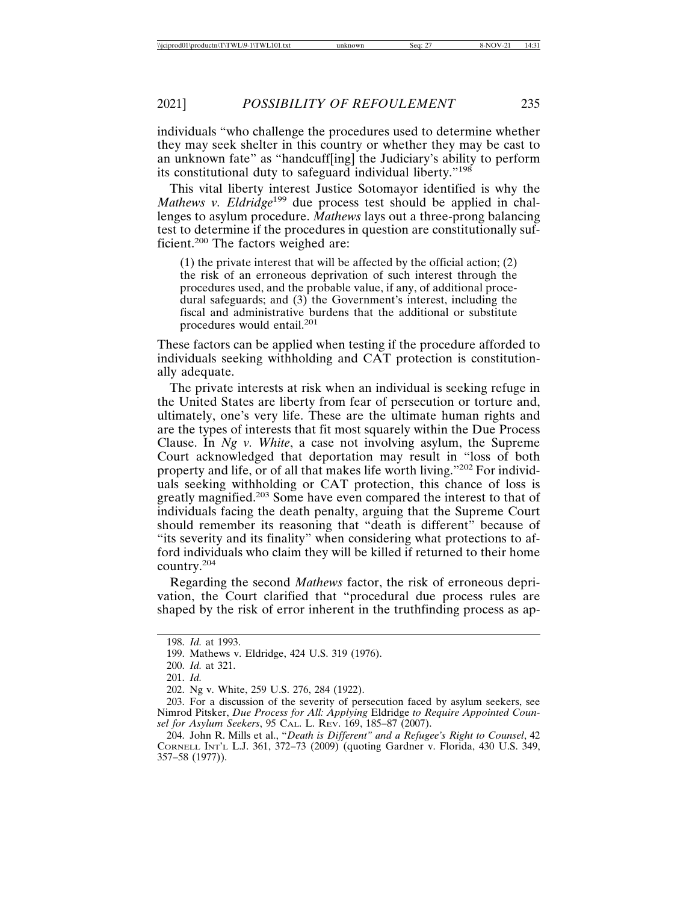individuals "who challenge the procedures used to determine whether they may seek shelter in this country or whether they may be cast to an unknown fate" as "handcuff[ing] the Judiciary's ability to perform its constitutional duty to safeguard individual liberty."[198]

This vital liberty interest Justice Sotomayor identified is why the *Mathews v. Eldridge*[199] due process test should be applied in challenges to asylum procedure. *Mathews* lays out a three-prong balancing test to determine if the procedures in question are constitutionally sufficient.[200] The factors weighed are:

> (1) the private interest that will be affected by the official action; (2) the risk of an erroneous deprivation of such interest through the procedures used, and the probable value, if any, of additional procedural safeguards; and (3) the Government's interest, including the fiscal and administrative burdens that the additional or substitute procedures would entail.[201]

These factors can be applied when testing if the procedure afforded to individuals seeking withholding and CAT protection is constitutionally adequate.

The private interests at risk when an individual is seeking refuge in the United States are liberty from fear of persecution or torture and, ultimately, one's very life. These are the ultimate human rights and are the types of interests that fit most squarely within the Due Process Clause. In *Ng v. White*, a case not involving asylum, the Supreme Court acknowledged that deportation may result in "loss of both property and life, or of all that makes life worth living."[202] For individuals seeking withholding or CAT protection, this chance of loss is greatly magnified.[203] Some have even compared the interest to that of individuals facing the death penalty, arguing that the Supreme Court should remember its reasoning that "death is different" because of "its severity and its finality" when considering what protections to afford individuals who claim they will be killed if returned to their home country.[204]

Regarding the second *Mathews* factor, the risk of erroneous deprivation, the Court clarified that "procedural due process rules are shaped by the risk of error inherent in the truthfinding process as ap-

---

198. *Id.* at 1993.

199. Mathews v. Eldridge, 424 U.S. 319 (1976).

200. *Id.* at 321.

201. *Id.*

202. Ng v. White, 259 U.S. 276, 284 (1922).

203. For a discussion of the severity of persecution faced by asylum seekers, see Nimrod Pitsker, *Due Process for All: Applying* Eldridge *to Require Appointed Counsel for Asylum Seekers*, 95 CAL. L. REV. 169, 185–87 (2007).

204. John R. Mills et al., "*Death is Different" and a Refugee's Right to Counsel*, 42 CORNELL INT'L L.J. 361, 372–73 (2009) (quoting Gardner v. Florida, 430 U.S. 349, 357–58 (1977)).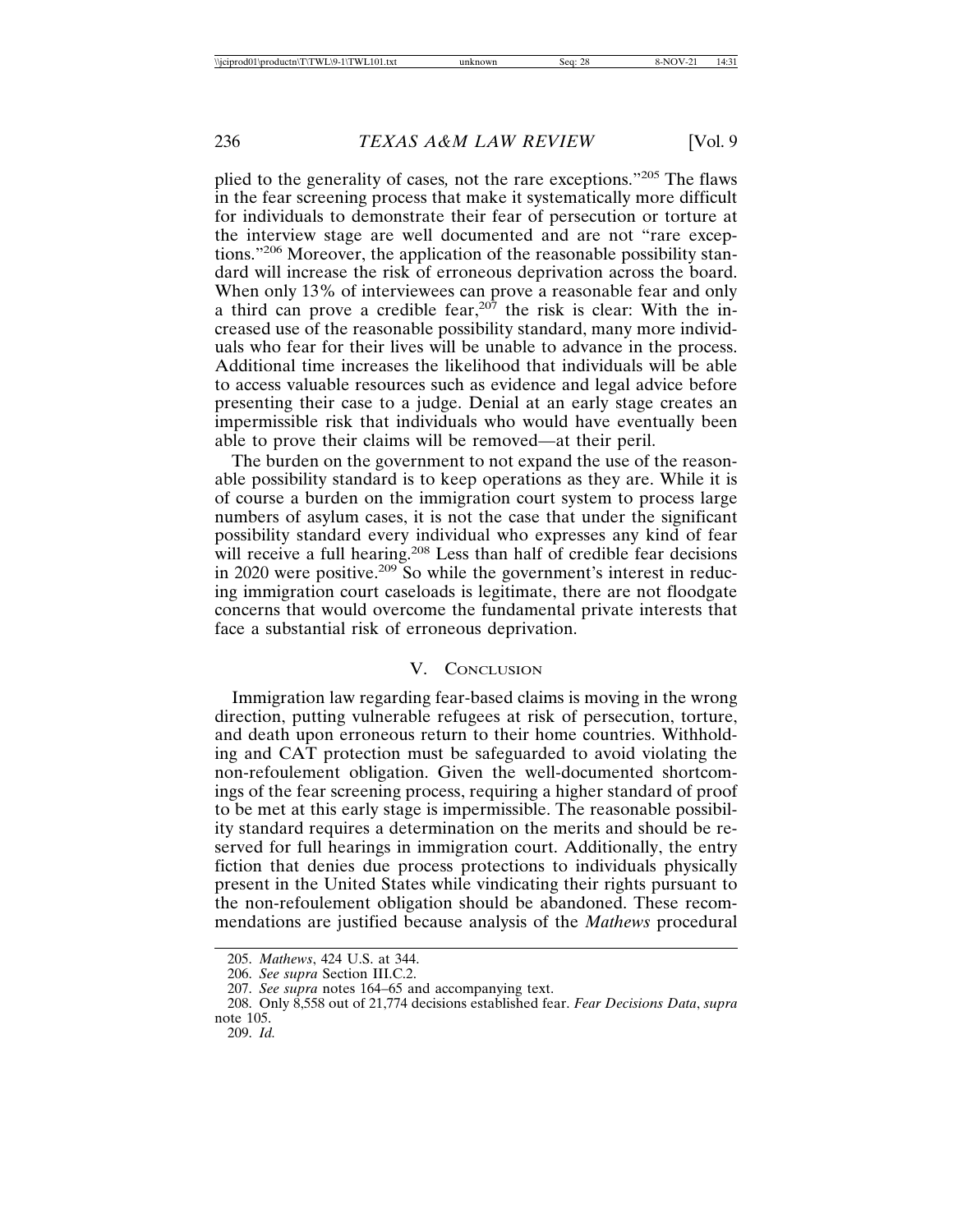plied to the generality of cases, not the rare exceptions."[205] The flaws in the fear screening process that make it systematically more difficult for individuals to demonstrate their fear of persecution or torture at the interview stage are well documented and are not "rare exceptions."[206] Moreover, the application of the reasonable possibility standard will increase the risk of erroneous deprivation across the board. When only 13% of interviewees can prove a reasonable fear and only a third can prove a credible fear,[207] the risk is clear: With the increased use of the reasonable possibility standard, many more individuals who fear for their lives will be unable to advance in the process. Additional time increases the likelihood that individuals will be able to access valuable resources such as evidence and legal advice before presenting their case to a judge. Denial at an early stage creates an impermissible risk that individuals who would have eventually been able to prove their claims will be removed—at their peril.

The burden on the government to not expand the use of the reasonable possibility standard is to keep operations as they are. While it is of course a burden on the immigration court system to process large numbers of asylum cases, it is not the case that under the significant possibility standard every individual who expresses any kind of fear will receive a full hearing.[208] Less than half of credible fear decisions in 2020 were positive.[209] So while the government's interest in reducing immigration court caseloads is legitimate, there are not floodgate concerns that would overcome the fundamental private interests that face a substantial risk of erroneous deprivation.

## V. Conclusion

Immigration law regarding fear-based claims is moving in the wrong direction, putting vulnerable refugees at risk of persecution, torture, and death upon erroneous return to their home countries. Withholding and CAT protection must be safeguarded to avoid violating the non-refoulement obligation. Given the well-documented shortcomings of the fear screening process, requiring a higher standard of proof to be met at this early stage is impermissible. The reasonable possibility standard requires a determination on the merits and should be reserved for full hearings in immigration court. Additionally, the entry fiction that denies due process protections to individuals physically present in the United States while vindicating their rights pursuant to the non-refoulement obligation should be abandoned. These recommendations are justified because analysis of the *Mathews* procedural

---

205. *Mathews*, 424 U.S. at 344.

206. *See supra* Section III.C.2.

207. *See supra* notes 164–65 and accompanying text.

208. Only 8,558 out of 21,774 decisions established fear. *Fear Decisions Data*, *supra* note 105.

209. *Id.*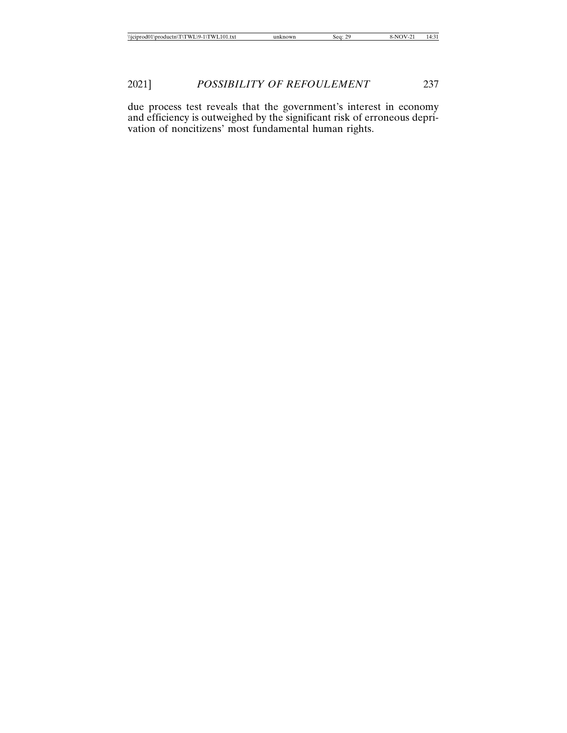due process test reveals that the government's interest in economy and efficiency is outweighed by the significant risk of erroneous deprivation of noncitizens' most fundamental human rights.